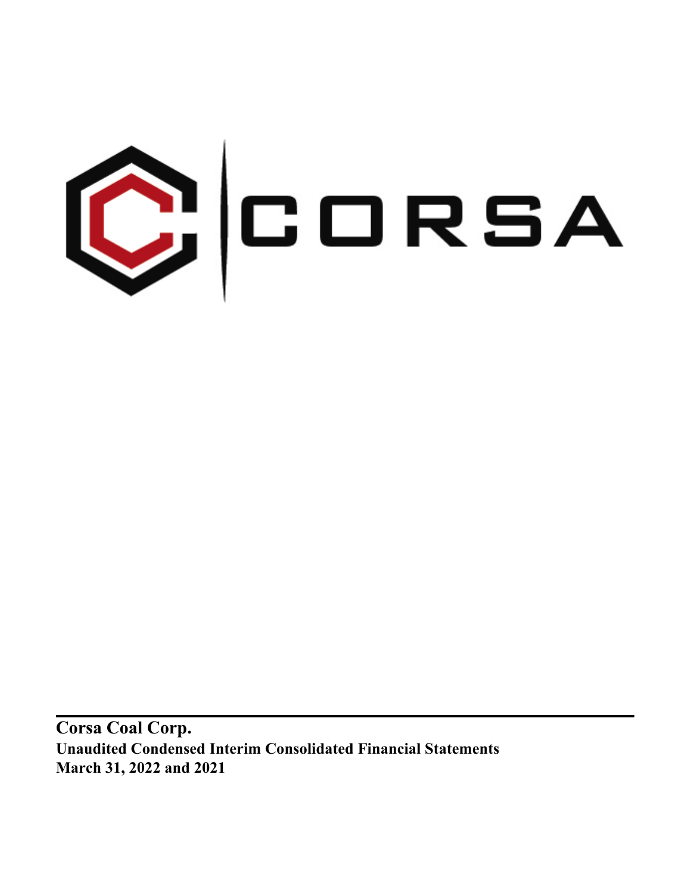CORSA

**Corsa Coal Corp.**

**Unaudited Condensed Interim Consolidated Financial Statements**

**March 31, 2022 and 2021**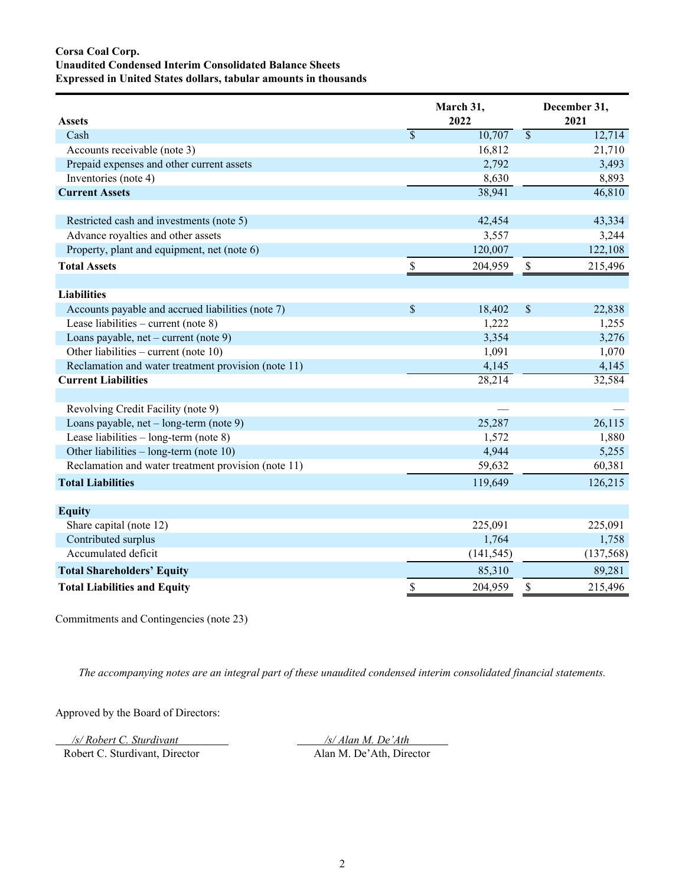**Corsa Coal Corp.**
**Unaudited Condensed Interim Consolidated Balance Sheets**
**Expressed in United States dollars, tabular amounts in thousands**

| **Assets** | **March 31, 2022** | **December 31, 2021** |
|---|---|---|
| Cash | $ 10,707 | $ 12,714 |
| Accounts receivable (note 3) | 16,812 | 21,710 |
| Prepaid expenses and other current assets | 2,792 | 3,493 |
| Inventories (note 4) | 8,630 | 8,893 |
| **Current Assets** | 38,941 | 46,810 |
| | | |
| Restricted cash and investments (note 5) | 42,454 | 43,334 |
| Advance royalties and other assets | 3,557 | 3,244 |
| Property, plant and equipment, net (note 6) | 120,007 | 122,108 |
| **Total Assets** | $ 204,959 | $ 215,496 |
| | | |
| **Liabilities** | | |
| Accounts payable and accrued liabilities (note 7) | $ 18,402 | $ 22,838 |
| Lease liabilities – current (note 8) | 1,222 | 1,255 |
| Loans payable, net – current (note 9) | 3,354 | 3,276 |
| Other liabilities – current (note 10) | 1,091 | 1,070 |
| Reclamation and water treatment provision (note 11) | 4,145 | 4,145 |
| **Current Liabilities** | 28,214 | 32,584 |
| | | |
| Revolving Credit Facility (note 9) | — | — |
| Loans payable, net – long-term (note 9) | 25,287 | 26,115 |
| Lease liabilities – long-term (note 8) | 1,572 | 1,880 |
| Other liabilities – long-term (note 10) | 4,944 | 5,255 |
| Reclamation and water treatment provision (note 11) | 59,632 | 60,381 |
| **Total Liabilities** | 119,649 | 126,215 |
| | | |
| **Equity** | | |
| Share capital (note 12) | 225,091 | 225,091 |
| Contributed surplus | 1,764 | 1,758 |
| Accumulated deficit | (141,545) | (137,568) |
| **Total Shareholders' Equity** | 85,310 | 89,281 |
| **Total Liabilities and Equity** | $ 204,959 | $ 215,496 |

Commitments and Contingencies (note 23)

*The accompanying notes are an integral part of these unaudited condensed interim consolidated financial statements.*

Approved by the Board of Directors:

*/s/ Robert C. Sturdivant*
Robert C. Sturdivant, Director

*/s/ Alan M. De'Ath*
Alan M. De'Ath, Director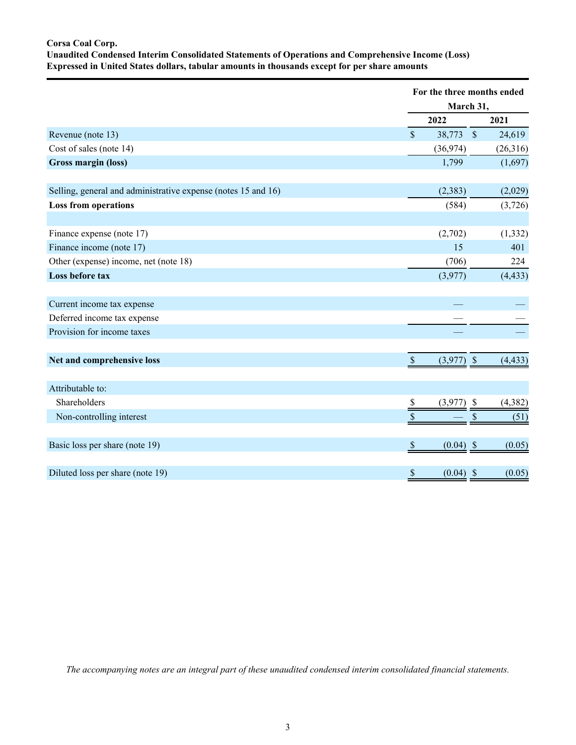**Corsa Coal Corp.**
**Unaudited Condensed Interim Consolidated Statements of Operations and Comprehensive Income (Loss)**
**Expressed in United States dollars, tabular amounts in thousands except for per share amounts**

| | For the three months ended March 31, | |
|---|---|---|
| | **2022** | **2021** |
| Revenue (note 13) | $ 38,773 | $ 24,619 |
| Cost of sales (note 14) | (36,974) | (26,316) |
| **Gross margin (loss)** | 1,799 | (1,697) |
| | | |
| Selling, general and administrative expense (notes 15 and 16) | (2,383) | (2,029) |
| **Loss from operations** | (584) | (3,726) |
| | | |
| Finance expense (note 17) | (2,702) | (1,332) |
| Finance income (note 17) | 15 | 401 |
| Other (expense) income, net (note 18) | (706) | 224 |
| **Loss before tax** | (3,977) | (4,433) |
| | | |
| Current income tax expense | — | — |
| Deferred income tax expense | — | — |
| Provision for income taxes | — | — |
| | | |
| **Net and comprehensive loss** | $ (3,977) | $ (4,433) |
| | | |
| Attributable to: | | |
| Shareholders | $ (3,977) | $ (4,382) |
| Non-controlling interest | $ — | $ (51) |
| | | |
| Basic loss per share (note 19) | $ (0.04) | $ (0.05) |
| | | |
| Diluted loss per share (note 19) | $ (0.04) | $ (0.05) |

*The accompanying notes are an integral part of these unaudited condensed interim consolidated financial statements.*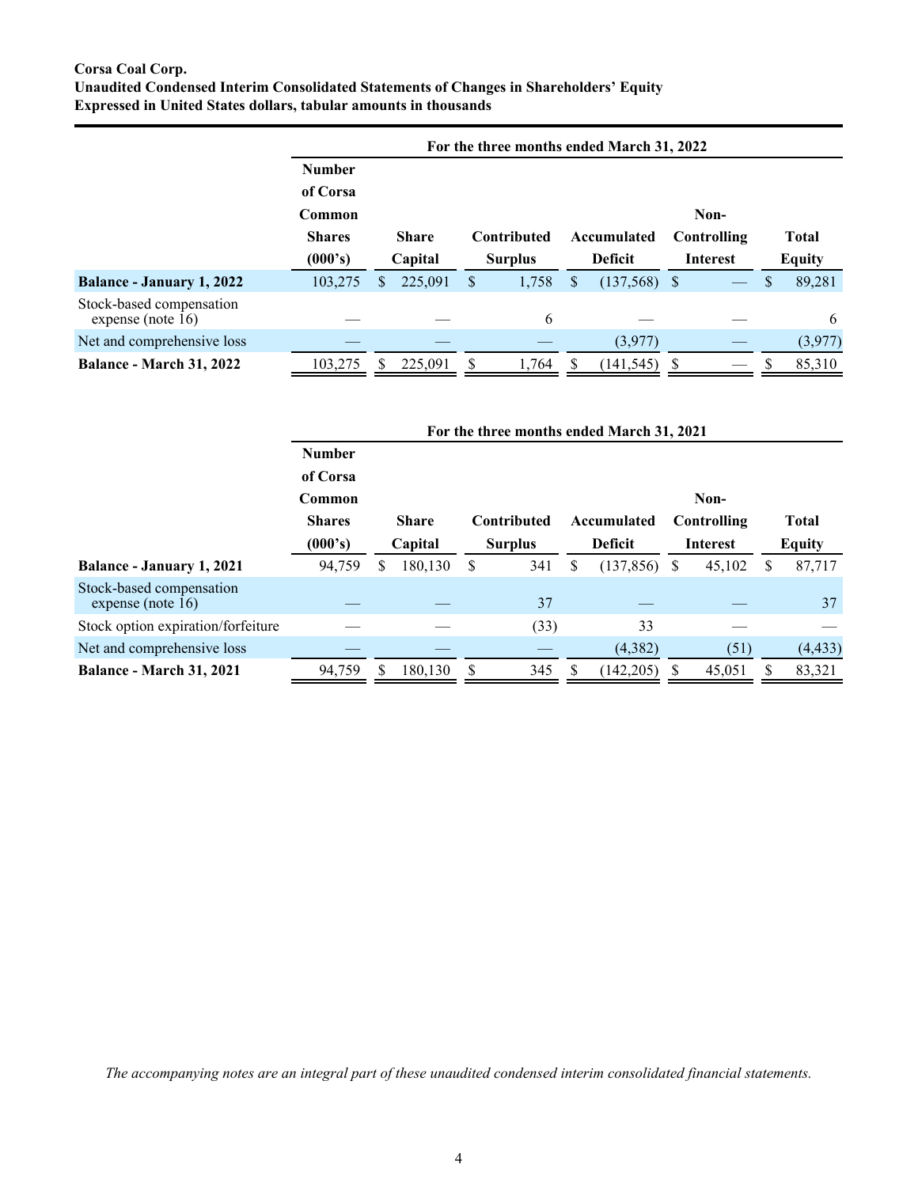**Corsa Coal Corp.**
**Unaudited Condensed Interim Consolidated Statements of Changes in Shareholders' Equity**
**Expressed in United States dollars, tabular amounts in thousands**

| | For the three months ended March 31, 2022 | | | | | |
|---|---|---|---|---|---|---|
| | Number of Corsa Common Shares (000's) | Share Capital | Contributed Surplus | Accumulated Deficit | Non-Controlling Interest | Total Equity |
| **Balance - January 1, 2022** | 103,275 | $ 225,091 | $ 1,758 | $ (137,568) | $ — | $ 89,281 |
| Stock-based compensation expense (note 16) | — | — | 6 | — | — | 6 |
| Net and comprehensive loss | — | — | — | (3,977) | — | (3,977) |
| **Balance - March 31, 2022** | 103,275 | $ 225,091 | $ 1,764 | $ (141,545) | $ — | $ 85,310 |

| | For the three months ended March 31, 2021 | | | | | |
|---|---|---|---|---|---|---|
| | Number of Corsa Common Shares (000's) | Share Capital | Contributed Surplus | Accumulated Deficit | Non-Controlling Interest | Total Equity |
| **Balance - January 1, 2021** | 94,759 | $ 180,130 | $ 341 | $ (137,856) | $ 45,102 | $ 87,717 |
| Stock-based compensation expense (note 16) | — | — | 37 | — | — | 37 |
| Stock option expiration/forfeiture | — | — | (33) | 33 | — | — |
| Net and comprehensive loss | — | — | — | (4,382) | (51) | (4,433) |
| **Balance - March 31, 2021** | 94,759 | $ 180,130 | $ 345 | $ (142,205) | $ 45,051 | $ 83,321 |

*The accompanying notes are an integral part of these unaudited condensed interim consolidated financial statements.*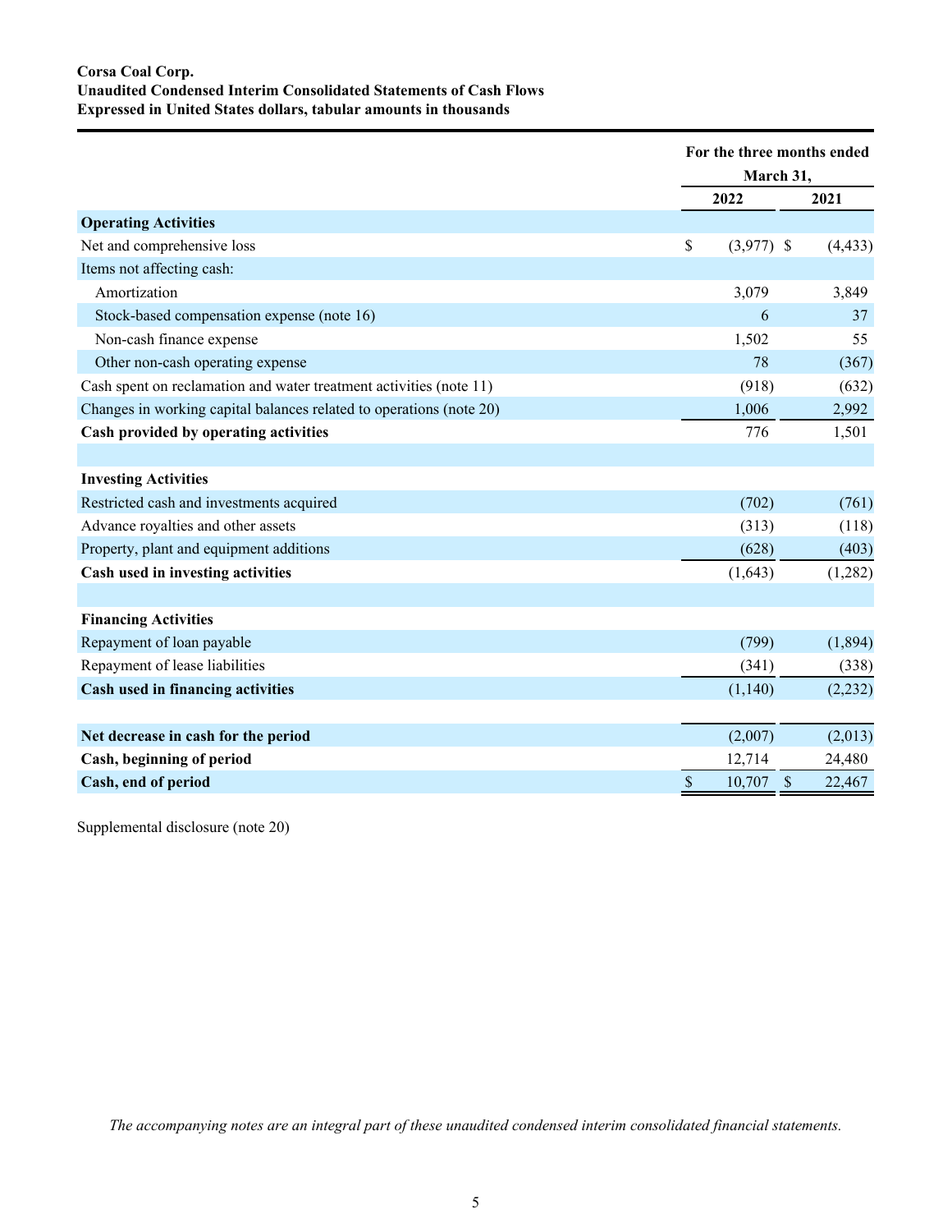**Corsa Coal Corp.**
**Unaudited Condensed Interim Consolidated Statements of Cash Flows**
**Expressed in United States dollars, tabular amounts in thousands**

| | For the three months ended March 31, | |
|---|---|---|
| | 2022 | 2021 |
| **Operating Activities** | | |
| Net and comprehensive loss | $ (3,977) | $ (4,433) |
| Items not affecting cash: | | |
| Amortization | 3,079 | 3,849 |
| Stock-based compensation expense (note 16) | 6 | 37 |
| Non-cash finance expense | 1,502 | 55 |
| Other non-cash operating expense | 78 | (367) |
| Cash spent on reclamation and water treatment activities (note 11) | (918) | (632) |
| Changes in working capital balances related to operations (note 20) | 1,006 | 2,992 |
| **Cash provided by operating activities** | 776 | 1,501 |
| | | |
| **Investing Activities** | | |
| Restricted cash and investments acquired | (702) | (761) |
| Advance royalties and other assets | (313) | (118) |
| Property, plant and equipment additions | (628) | (403) |
| **Cash used in investing activities** | (1,643) | (1,282) |
| | | |
| **Financing Activities** | | |
| Repayment of loan payable | (799) | (1,894) |
| Repayment of lease liabilities | (341) | (338) |
| **Cash used in financing activities** | (1,140) | (2,232) |
| | | |
| **Net decrease in cash for the period** | (2,007) | (2,013) |
| **Cash, beginning of period** | 12,714 | 24,480 |
| **Cash, end of period** | $ 10,707 | $ 22,467 |

Supplemental disclosure (note 20)

*The accompanying notes are an integral part of these unaudited condensed interim consolidated financial statements.*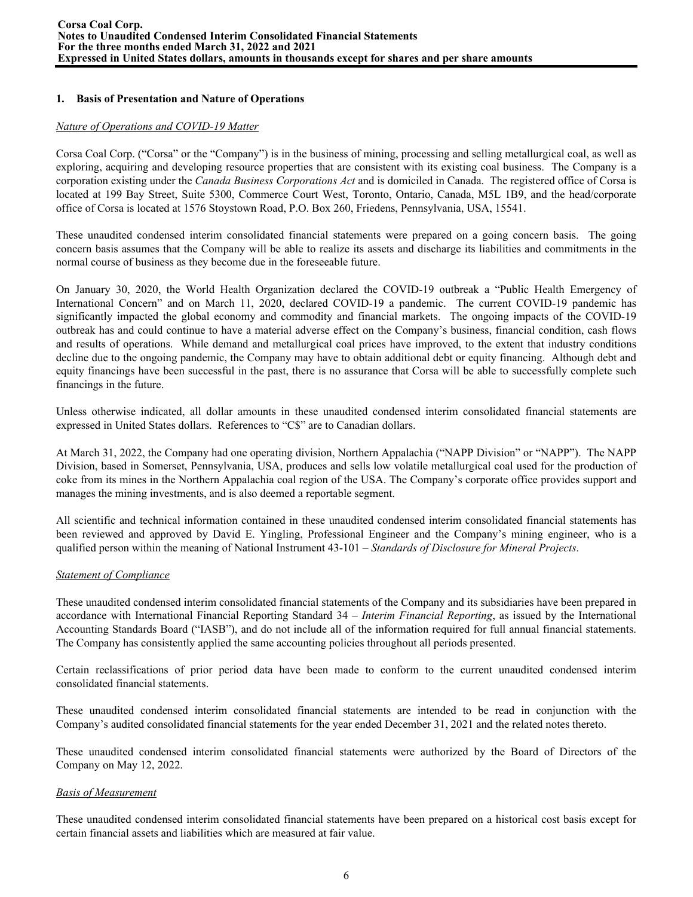## 1. Basis of Presentation and Nature of Operations

### *Nature of Operations and COVID-19 Matter*

Corsa Coal Corp. ("Corsa" or the "Company") is in the business of mining, processing and selling metallurgical coal, as well as exploring, acquiring and developing resource properties that are consistent with its existing coal business. The Company is a corporation existing under the *Canada Business Corporations Act* and is domiciled in Canada. The registered office of Corsa is located at 199 Bay Street, Suite 5300, Commerce Court West, Toronto, Ontario, Canada, M5L 1B9, and the head/corporate office of Corsa is located at 1576 Stoystown Road, P.O. Box 260, Friedens, Pennsylvania, USA, 15541.

These unaudited condensed interim consolidated financial statements were prepared on a going concern basis. The going concern basis assumes that the Company will be able to realize its assets and discharge its liabilities and commitments in the normal course of business as they become due in the foreseeable future.

On January 30, 2020, the World Health Organization declared the COVID-19 outbreak a "Public Health Emergency of International Concern" and on March 11, 2020, declared COVID-19 a pandemic. The current COVID-19 pandemic has significantly impacted the global economy and commodity and financial markets. The ongoing impacts of the COVID-19 outbreak has and could continue to have a material adverse effect on the Company's business, financial condition, cash flows and results of operations. While demand and metallurgical coal prices have improved, to the extent that industry conditions decline due to the ongoing pandemic, the Company may have to obtain additional debt or equity financing. Although debt and equity financings have been successful in the past, there is no assurance that Corsa will be able to successfully complete such financings in the future.

Unless otherwise indicated, all dollar amounts in these unaudited condensed interim consolidated financial statements are expressed in United States dollars. References to "C$" are to Canadian dollars.

At March 31, 2022, the Company had one operating division, Northern Appalachia ("NAPP Division" or "NAPP"). The NAPP Division, based in Somerset, Pennsylvania, USA, produces and sells low volatile metallurgical coal used for the production of coke from its mines in the Northern Appalachia coal region of the USA. The Company's corporate office provides support and manages the mining investments, and is also deemed a reportable segment.

All scientific and technical information contained in these unaudited condensed interim consolidated financial statements has been reviewed and approved by David E. Yingling, Professional Engineer and the Company's mining engineer, who is a qualified person within the meaning of National Instrument 43-101 – *Standards of Disclosure for Mineral Projects*.

### *Statement of Compliance*

These unaudited condensed interim consolidated financial statements of the Company and its subsidiaries have been prepared in accordance with International Financial Reporting Standard 34 – *Interim Financial Reporting*, as issued by the International Accounting Standards Board ("IASB"), and do not include all of the information required for full annual financial statements. The Company has consistently applied the same accounting policies throughout all periods presented.

Certain reclassifications of prior period data have been made to conform to the current unaudited condensed interim consolidated financial statements.

These unaudited condensed interim consolidated financial statements are intended to be read in conjunction with the Company's audited consolidated financial statements for the year ended December 31, 2021 and the related notes thereto.

These unaudited condensed interim consolidated financial statements were authorized by the Board of Directors of the Company on May 12, 2022.

### *Basis of Measurement*

These unaudited condensed interim consolidated financial statements have been prepared on a historical cost basis except for certain financial assets and liabilities which are measured at fair value.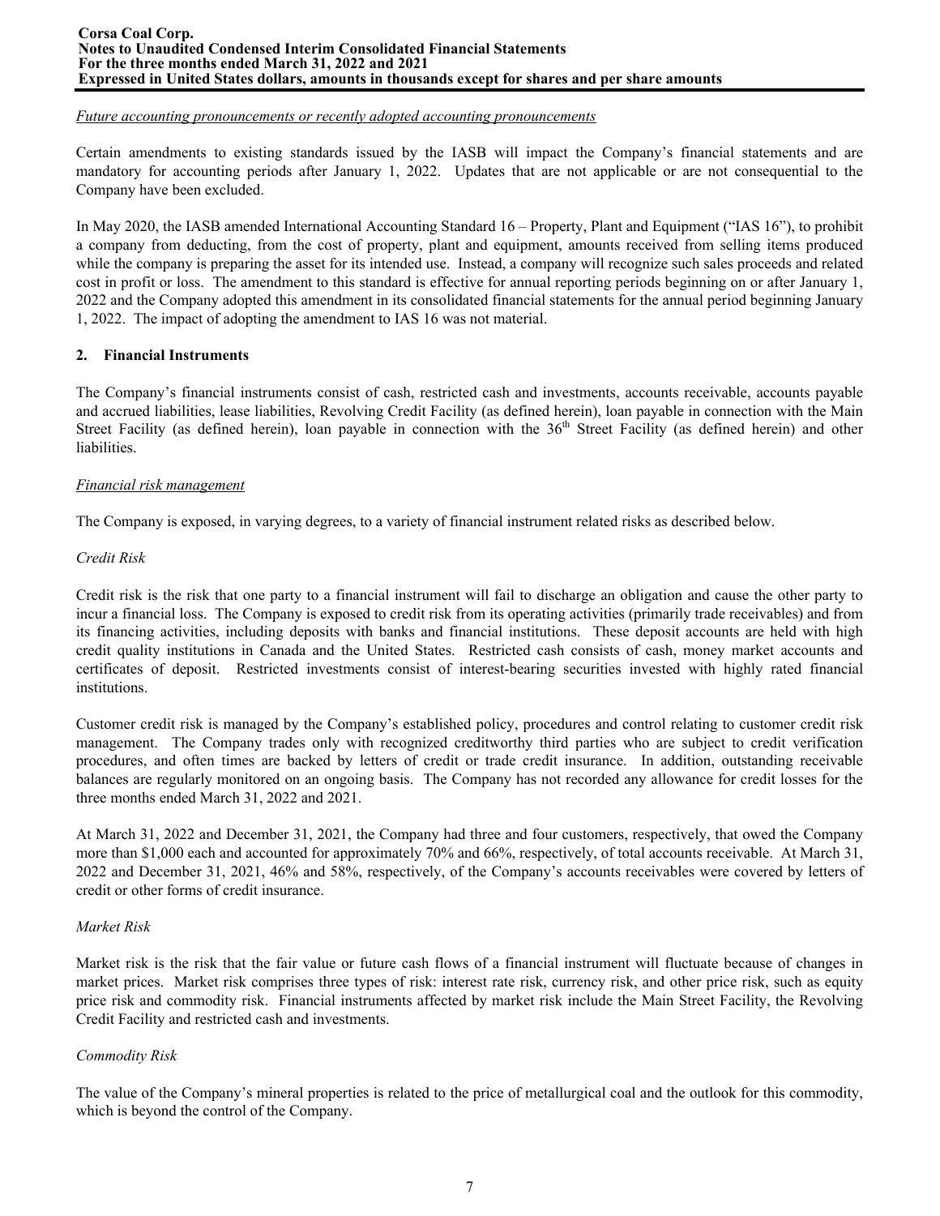*Future accounting pronouncements or recently adopted accounting pronouncements*

Certain amendments to existing standards issued by the IASB will impact the Company's financial statements and are mandatory for accounting periods after January 1, 2022. Updates that are not applicable or are not consequential to the Company have been excluded.

In May 2020, the IASB amended International Accounting Standard 16 – Property, Plant and Equipment ("IAS 16"), to prohibit a company from deducting, from the cost of property, plant and equipment, amounts received from selling items produced while the company is preparing the asset for its intended use. Instead, a company will recognize such sales proceeds and related cost in profit or loss. The amendment to this standard is effective for annual reporting periods beginning on or after January 1, 2022 and the Company adopted this amendment in its consolidated financial statements for the annual period beginning January 1, 2022. The impact of adopting the amendment to IAS 16 was not material.

## 2. Financial Instruments

The Company's financial instruments consist of cash, restricted cash and investments, accounts receivable, accounts payable and accrued liabilities, lease liabilities, Revolving Credit Facility (as defined herein), loan payable in connection with the Main Street Facility (as defined herein), loan payable in connection with the 36th Street Facility (as defined herein) and other liabilities.

*Financial risk management*

The Company is exposed, in varying degrees, to a variety of financial instrument related risks as described below.

*Credit Risk*

Credit risk is the risk that one party to a financial instrument will fail to discharge an obligation and cause the other party to incur a financial loss. The Company is exposed to credit risk from its operating activities (primarily trade receivables) and from its financing activities, including deposits with banks and financial institutions. These deposit accounts are held with high credit quality institutions in Canada and the United States. Restricted cash consists of cash, money market accounts and certificates of deposit. Restricted investments consist of interest-bearing securities invested with highly rated financial institutions.

Customer credit risk is managed by the Company's established policy, procedures and control relating to customer credit risk management. The Company trades only with recognized creditworthy third parties who are subject to credit verification procedures, and often times are backed by letters of credit or trade credit insurance. In addition, outstanding receivable balances are regularly monitored on an ongoing basis. The Company has not recorded any allowance for credit losses for the three months ended March 31, 2022 and 2021.

At March 31, 2022 and December 31, 2021, the Company had three and four customers, respectively, that owed the Company more than $1,000 each and accounted for approximately 70% and 66%, respectively, of total accounts receivable. At March 31, 2022 and December 31, 2021, 46% and 58%, respectively, of the Company's accounts receivables were covered by letters of credit or other forms of credit insurance.

*Market Risk*

Market risk is the risk that the fair value or future cash flows of a financial instrument will fluctuate because of changes in market prices. Market risk comprises three types of risk: interest rate risk, currency risk, and other price risk, such as equity price risk and commodity risk. Financial instruments affected by market risk include the Main Street Facility, the Revolving Credit Facility and restricted cash and investments.

*Commodity Risk*

The value of the Company's mineral properties is related to the price of metallurgical coal and the outlook for this commodity, which is beyond the control of the Company.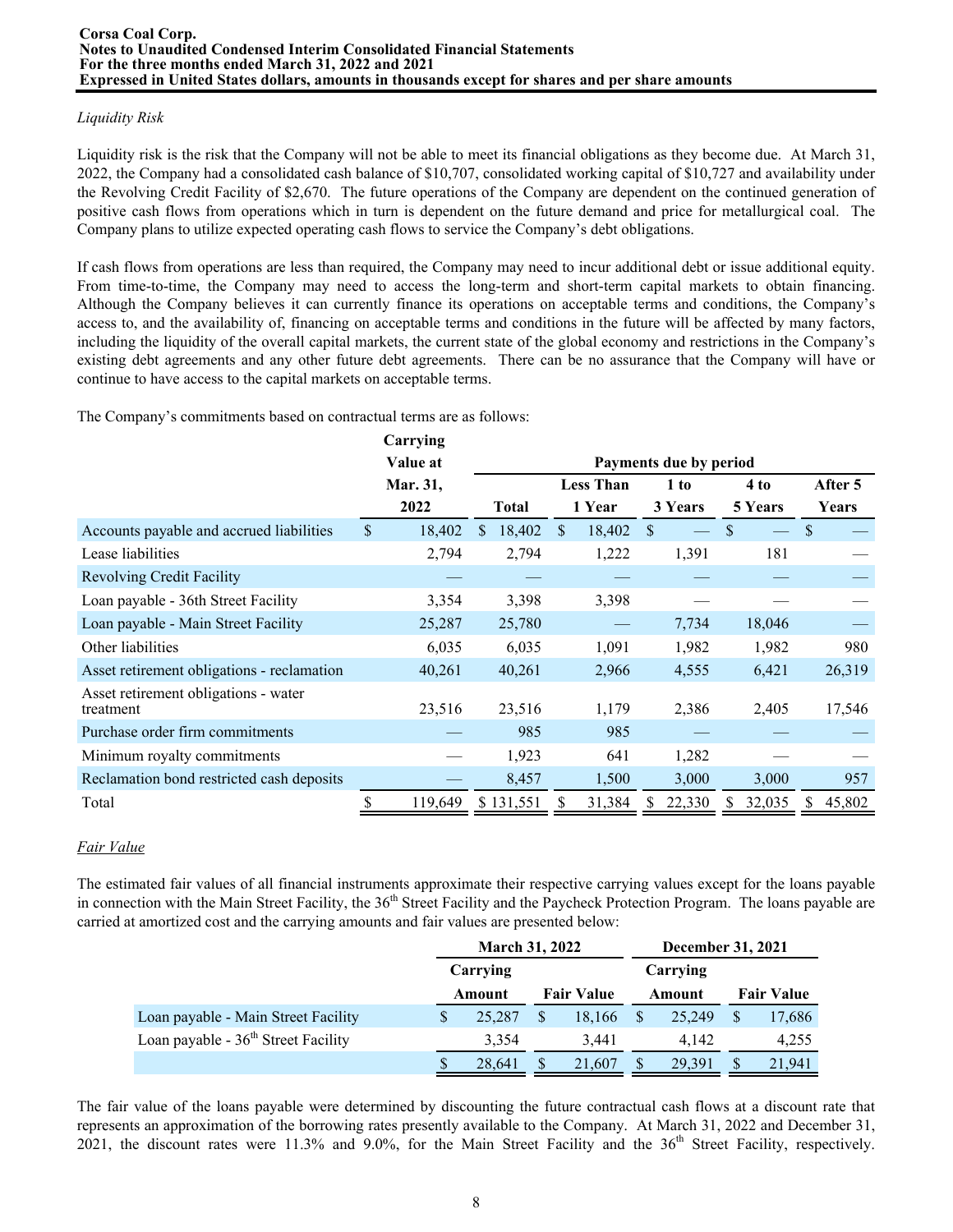*Liquidity Risk*

Liquidity risk is the risk that the Company will not be able to meet its financial obligations as they become due. At March 31, 2022, the Company had a consolidated cash balance of $10,707, consolidated working capital of $10,727 and availability under the Revolving Credit Facility of $2,670. The future operations of the Company are dependent on the continued generation of positive cash flows from operations which in turn is dependent on the future demand and price for metallurgical coal. The Company plans to utilize expected operating cash flows to service the Company's debt obligations.

If cash flows from operations are less than required, the Company may need to incur additional debt or issue additional equity. From time-to-time, the Company may need to access the long-term and short-term capital markets to obtain financing. Although the Company believes it can currently finance its operations on acceptable terms and conditions, the Company's access to, and the availability of, financing on acceptable terms and conditions in the future will be affected by many factors, including the liquidity of the overall capital markets, the current state of the global economy and restrictions in the Company's existing debt agreements and any other future debt agreements. There can be no assurance that the Company will have or continue to have access to the capital markets on acceptable terms.

The Company's commitments based on contractual terms are as follows:

| | Carrying Value at Mar. 31, 2022 | Payments due by period | | | | |
|---|---|---|---|---|---|---|
| | | Total | Less Than 1 Year | 1 to 3 Years | 4 to 5 Years | After 5 Years |
| Accounts payable and accrued liabilities | $ 18,402 | $ 18,402 | $ 18,402 | $ — | $ — | $ — |
| Lease liabilities | 2,794 | 2,794 | 1,222 | 1,391 | 181 | — |
| Revolving Credit Facility | — | — | — | — | — | — |
| Loan payable - 36th Street Facility | 3,354 | 3,398 | 3,398 | — | — | — |
| Loan payable - Main Street Facility | 25,287 | 25,780 | — | 7,734 | 18,046 | — |
| Other liabilities | 6,035 | 6,035 | 1,091 | 1,982 | 1,982 | 980 |
| Asset retirement obligations - reclamation | 40,261 | 40,261 | 2,966 | 4,555 | 6,421 | 26,319 |
| Asset retirement obligations - water treatment | 23,516 | 23,516 | 1,179 | 2,386 | 2,405 | 17,546 |
| Purchase order firm commitments | — | 985 | 985 | — | — | — |
| Minimum royalty commitments | — | 1,923 | 641 | 1,282 | — | — |
| Reclamation bond restricted cash deposits | — | 8,457 | 1,500 | 3,000 | 3,000 | 957 |
| Total | $ 119,649 | $ 131,551 | $ 31,384 | $ 22,330 | $ 32,035 | $ 45,802 |

*Fair Value*

The estimated fair values of all financial instruments approximate their respective carrying values except for the loans payable in connection with the Main Street Facility, the 36th Street Facility and the Paycheck Protection Program. The loans payable are carried at amortized cost and the carrying amounts and fair values are presented below:

| | March 31, 2022 | | December 31, 2021 | |
|---|---|---|---|---|
| | Carrying Amount | Fair Value | Carrying Amount | Fair Value |
| Loan payable - Main Street Facility | $ 25,287 | $ 18,166 | $ 25,249 | $ 17,686 |
| Loan payable - 36th Street Facility | 3,354 | 3,441 | 4,142 | 4,255 |
| | $ 28,641 | $ 21,607 | $ 29,391 | $ 21,941 |

The fair value of the loans payable were determined by discounting the future contractual cash flows at a discount rate that represents an approximation of the borrowing rates presently available to the Company. At March 31, 2022 and December 31, 2021, the discount rates were 11.3% and 9.0%, for the Main Street Facility and the 36th Street Facility, respectively.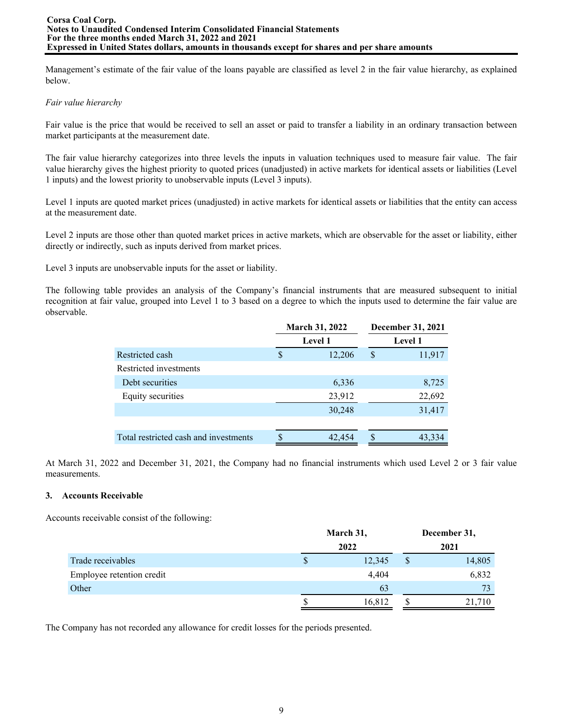Management's estimate of the fair value of the loans payable are classified as level 2 in the fair value hierarchy, as explained below.

*Fair value hierarchy*

Fair value is the price that would be received to sell an asset or paid to transfer a liability in an ordinary transaction between market participants at the measurement date.

The fair value hierarchy categorizes into three levels the inputs in valuation techniques used to measure fair value. The fair value hierarchy gives the highest priority to quoted prices (unadjusted) in active markets for identical assets or liabilities (Level 1 inputs) and the lowest priority to unobservable inputs (Level 3 inputs).

Level 1 inputs are quoted market prices (unadjusted) in active markets for identical assets or liabilities that the entity can access at the measurement date.

Level 2 inputs are those other than quoted market prices in active markets, which are observable for the asset or liability, either directly or indirectly, such as inputs derived from market prices.

Level 3 inputs are unobservable inputs for the asset or liability.

The following table provides an analysis of the Company's financial instruments that are measured subsequent to initial recognition at fair value, grouped into Level 1 to 3 based on a degree to which the inputs used to determine the fair value are observable.

| | March 31, 2022 | December 31, 2021 |
|---|---|---|
| | Level 1 | Level 1 |
| Restricted cash | $ 12,206 | $ 11,917 |
| Restricted investments | | |
| Debt securities | 6,336 | 8,725 |
| Equity securities | 23,912 | 22,692 |
| | 30,248 | 31,417 |
| Total restricted cash and investments | $ 42,454 | $ 43,334 |

At March 31, 2022 and December 31, 2021, the Company had no financial instruments which used Level 2 or 3 fair value measurements.

### 3. Accounts Receivable

Accounts receivable consist of the following:

| | March 31, 2022 | December 31, 2021 |
|---|---|---|
| Trade receivables | $ 12,345 | $ 14,805 |
| Employee retention credit | 4,404 | 6,832 |
| Other | 63 | 73 |
| | $ 16,812 | $ 21,710 |

The Company has not recorded any allowance for credit losses for the periods presented.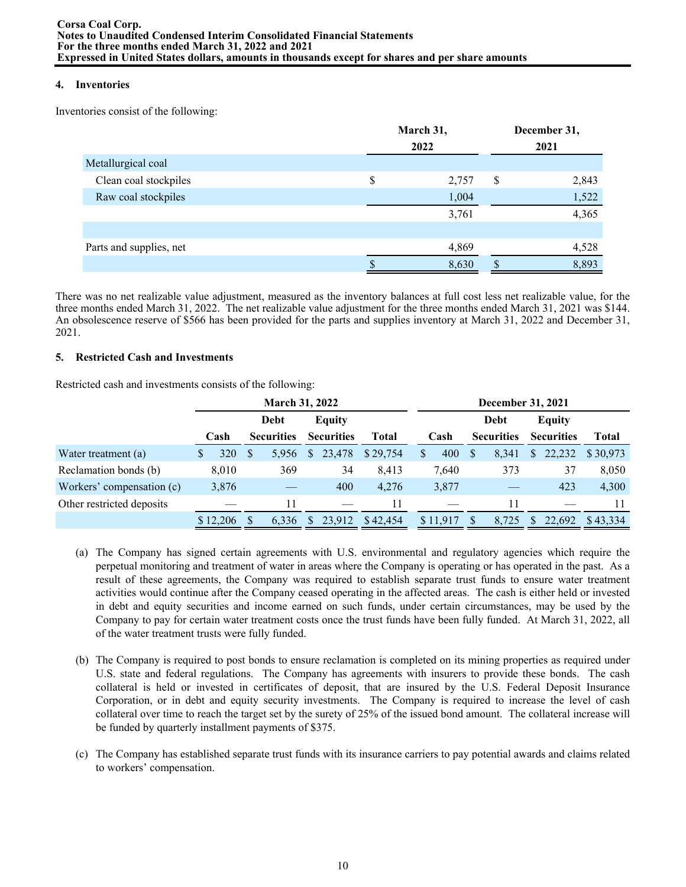## 4. Inventories

Inventories consist of the following:

| | March 31, 2022 | December 31, 2021 |
|---|---|---|
| Metallurgical coal | | |
| Clean coal stockpiles | $ 2,757 | $ 2,843 |
| Raw coal stockpiles | 1,004 | 1,522 |
| | 3,761 | 4,365 |
| | | |
| Parts and supplies, net | 4,869 | 4,528 |
| | $ 8,630 | $ 8,893 |

There was no net realizable value adjustment, measured as the inventory balances at full cost less net realizable value, for the three months ended March 31, 2022. The net realizable value adjustment for the three months ended March 31, 2021 was $144. An obsolescence reserve of $566 has been provided for the parts and supplies inventory at March 31, 2022 and December 31, 2021.

## 5. Restricted Cash and Investments

Restricted cash and investments consists of the following:

| | March 31, 2022 | | | | December 31, 2021 | | | |
|---|---|---|---|---|---|---|---|---|
| | Cash | Debt Securities | Equity Securities | Total | Cash | Debt Securities | Equity Securities | Total |
| Water treatment (a) | $ 320 | $ 5,956 | $ 23,478 | $ 29,754 | $ 400 | $ 8,341 | $ 22,232 | $ 30,973 |
| Reclamation bonds (b) | 8,010 | 369 | 34 | 8,413 | 7,640 | 373 | 37 | 8,050 |
| Workers' compensation (c) | 3,876 | — | 400 | 4,276 | 3,877 | — | 423 | 4,300 |
| Other restricted deposits | — | 11 | — | 11 | — | 11 | — | 11 |
| | $ 12,206 | $ 6,336 | $ 23,912 | $ 42,454 | $ 11,917 | $ 8,725 | $ 22,692 | $ 43,334 |

(a) The Company has signed certain agreements with U.S. environmental and regulatory agencies which require the perpetual monitoring and treatment of water in areas where the Company is operating or has operated in the past. As a result of these agreements, the Company was required to establish separate trust funds to ensure water treatment activities would continue after the Company ceased operating in the affected areas. The cash is either held or invested in debt and equity securities and income earned on such funds, under certain circumstances, may be used by the Company to pay for certain water treatment costs once the trust funds have been fully funded. At March 31, 2022, all of the water treatment trusts were fully funded.

(b) The Company is required to post bonds to ensure reclamation is completed on its mining properties as required under U.S. state and federal regulations. The Company has agreements with insurers to provide these bonds. The cash collateral is held or invested in certificates of deposit, that are insured by the U.S. Federal Deposit Insurance Corporation, or in debt and equity security investments. The Company is required to increase the level of cash collateral over time to reach the target set by the surety of 25% of the issued bond amount. The collateral increase will be funded by quarterly installment payments of $375.

(c) The Company has established separate trust funds with its insurance carriers to pay potential awards and claims related to workers' compensation.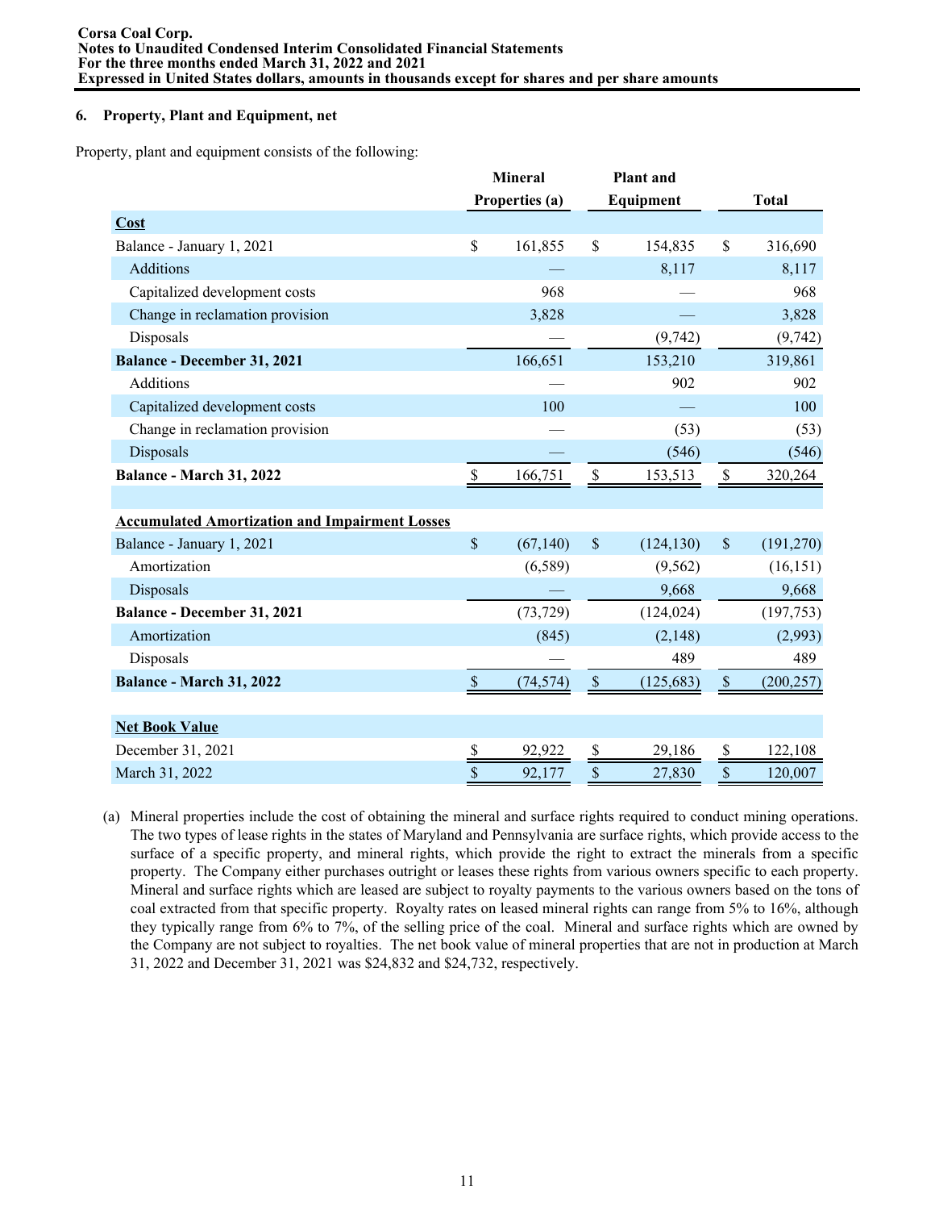### 6. Property, Plant and Equipment, net

Property, plant and equipment consists of the following:

| | Mineral Properties (a) | Plant and Equipment | Total |
|---|---|---|---|
| **Cost** | | | |
| Balance - January 1, 2021 | $ 161,855 | $ 154,835 | $ 316,690 |
| Additions | — | 8,117 | 8,117 |
| Capitalized development costs | 968 | — | 968 |
| Change in reclamation provision | 3,828 | — | 3,828 |
| Disposals | — | (9,742) | (9,742) |
| **Balance - December 31, 2021** | 166,651 | 153,210 | 319,861 |
| Additions | — | 902 | 902 |
| Capitalized development costs | 100 | — | 100 |
| Change in reclamation provision | — | (53) | (53) |
| Disposals | — | (546) | (546) |
| **Balance - March 31, 2022** | $ 166,751 | $ 153,513 | $ 320,264 |
| | | | |
| **Accumulated Amortization and Impairment Losses** | | | |
| Balance - January 1, 2021 | $ (67,140) | $ (124,130) | $ (191,270) |
| Amortization | (6,589) | (9,562) | (16,151) |
| Disposals | — | 9,668 | 9,668 |
| **Balance - December 31, 2021** | (73,729) | (124,024) | (197,753) |
| Amortization | (845) | (2,148) | (2,993) |
| Disposals | — | 489 | 489 |
| **Balance - March 31, 2022** | $ (74,574) | $ (125,683) | $ (200,257) |
| | | | |
| **Net Book Value** | | | |
| December 31, 2021 | $ 92,922 | $ 29,186 | $ 122,108 |
| March 31, 2022 | $ 92,177 | $ 27,830 | $ 120,007 |

(a) Mineral properties include the cost of obtaining the mineral and surface rights required to conduct mining operations. The two types of lease rights in the states of Maryland and Pennsylvania are surface rights, which provide access to the surface of a specific property, and mineral rights, which provide the right to extract the minerals from a specific property. The Company either purchases outright or leases these rights from various owners specific to each property. Mineral and surface rights which are leased are subject to royalty payments to the various owners based on the tons of coal extracted from that specific property. Royalty rates on leased mineral rights can range from 5% to 16%, although they typically range from 6% to 7%, of the selling price of the coal. Mineral and surface rights which are owned by the Company are not subject to royalties. The net book value of mineral properties that are not in production at March 31, 2022 and December 31, 2021 was $24,832 and $24,732, respectively.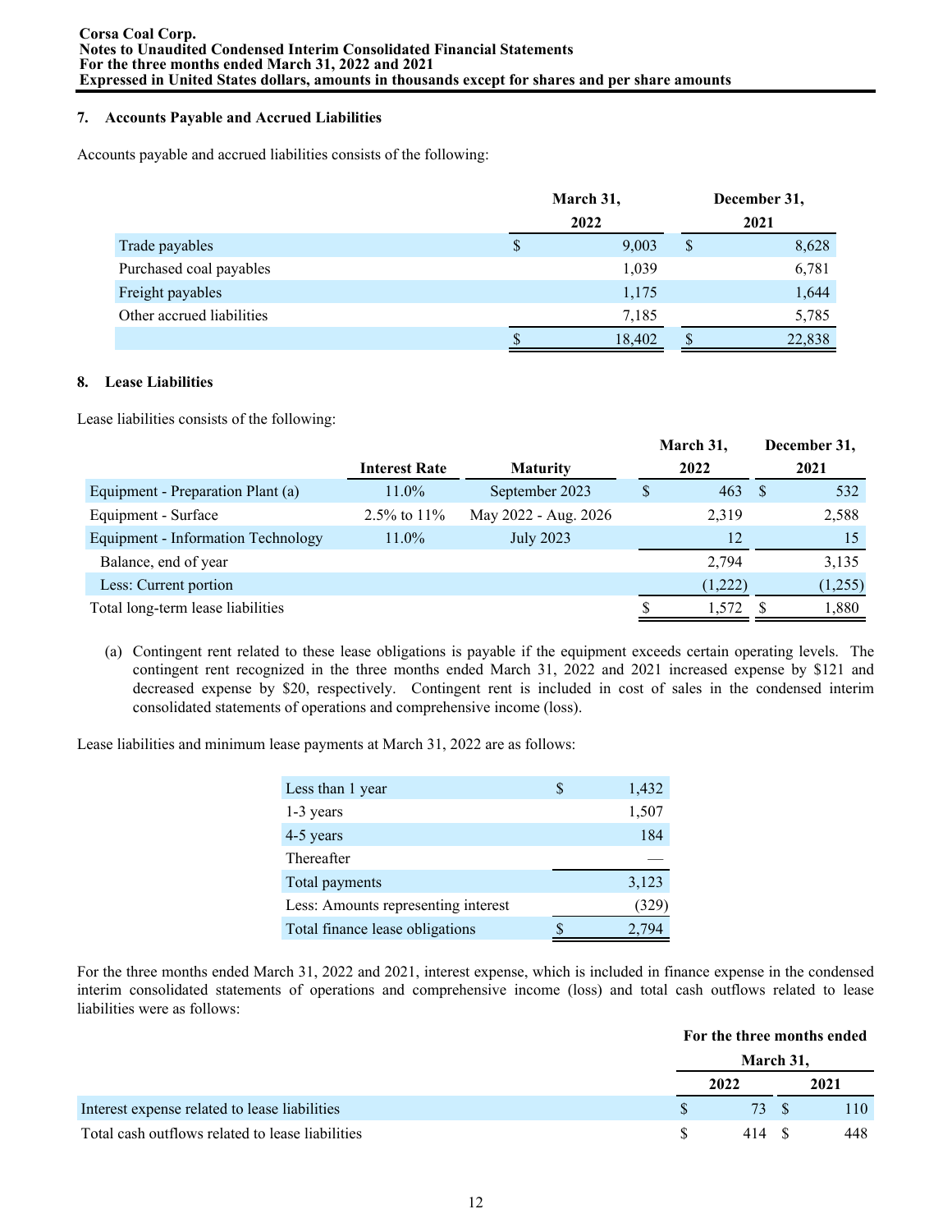### 7. Accounts Payable and Accrued Liabilities

Accounts payable and accrued liabilities consists of the following:

| | March 31, 2022 | December 31, 2021 |
|---|---|---|
| Trade payables | $ 9,003 | $ 8,628 |
| Purchased coal payables | 1,039 | 6,781 |
| Freight payables | 1,175 | 1,644 |
| Other accrued liabilities | 7,185 | 5,785 |
| | $ 18,402 | $ 22,838 |

### 8. Lease Liabilities

Lease liabilities consists of the following:

| | Interest Rate | Maturity | March 31, 2022 | December 31, 2021 |
|---|---|---|---|---|
| Equipment - Preparation Plant (a) | 11.0% | September 2023 | $ 463 | $ 532 |
| Equipment - Surface | 2.5% to 11% | May 2022 - Aug. 2026 | 2,319 | 2,588 |
| Equipment - Information Technology | 11.0% | July 2023 | 12 | 15 |
| Balance, end of year | | | 2,794 | 3,135 |
| Less: Current portion | | | (1,222) | (1,255) |
| Total long-term lease liabilities | | | $ 1,572 | $ 1,880 |

(a) Contingent rent related to these lease obligations is payable if the equipment exceeds certain operating levels. The contingent rent recognized in the three months ended March 31, 2022 and 2021 increased expense by $121 and decreased expense by $20, respectively. Contingent rent is included in cost of sales in the condensed interim consolidated statements of operations and comprehensive income (loss).

Lease liabilities and minimum lease payments at March 31, 2022 are as follows:

| | |
|---|---|
| Less than 1 year | $ 1,432 |
| 1-3 years | 1,507 |
| 4-5 years | 184 |
| Thereafter | — |
| Total payments | 3,123 |
| Less: Amounts representing interest | (329) |
| Total finance lease obligations | $ 2,794 |

For the three months ended March 31, 2022 and 2021, interest expense, which is included in finance expense in the condensed interim consolidated statements of operations and comprehensive income (loss) and total cash outflows related to lease liabilities were as follows:

| | For the three months ended March 31, | |
|---|---|---|
| | 2022 | 2021 |
| Interest expense related to lease liabilities | $ 73 | $ 110 |
| Total cash outflows related to lease liabilities | $ 414 | $ 448 |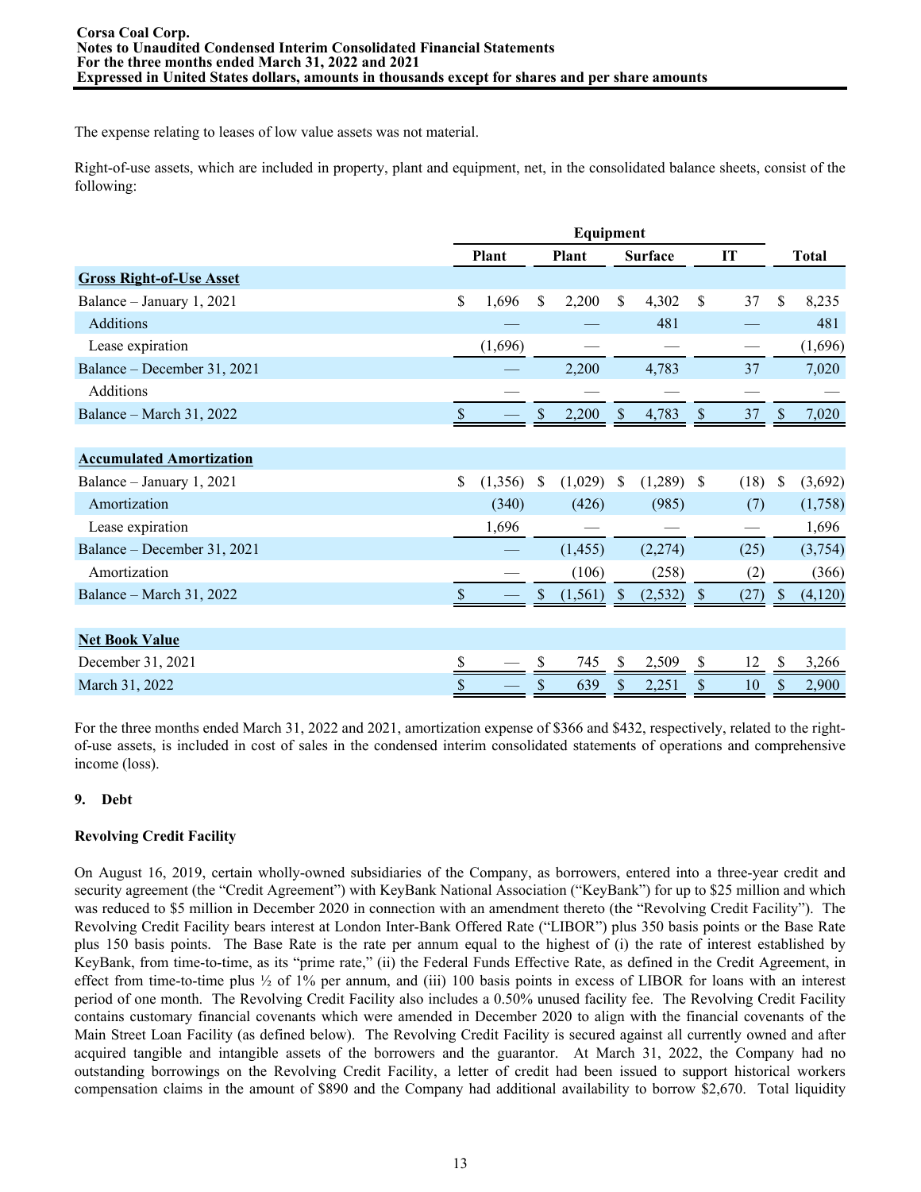The expense relating to leases of low value assets was not material.

Right-of-use assets, which are included in property, plant and equipment, net, in the consolidated balance sheets, consist of the following:

| | Plant | Equipment | | | Total |
|---|---|---|---|---|---|
| | | Plant | Surface | IT | |
| **Gross Right-of-Use Asset** | | | | | |
| Balance – January 1, 2021 | $ 1,696 | $ 2,200 | $ 4,302 | $ 37 | $ 8,235 |
| Additions | — | — | 481 | — | 481 |
| Lease expiration | (1,696) | — | — | — | (1,696) |
| Balance – December 31, 2021 | — | 2,200 | 4,783 | 37 | 7,020 |
| Additions | — | — | — | — | — |
| Balance – March 31, 2022 | $ — | $ 2,200 | $ 4,783 | $ 37 | $ 7,020 |
| | | | | | |
| **Accumulated Amortization** | | | | | |
| Balance – January 1, 2021 | $ (1,356) | $ (1,029) | $ (1,289) | $ (18) | $ (3,692) |
| Amortization | (340) | (426) | (985) | (7) | (1,758) |
| Lease expiration | 1,696 | — | — | — | 1,696 |
| Balance – December 31, 2021 | — | (1,455) | (2,274) | (25) | (3,754) |
| Amortization | — | (106) | (258) | (2) | (366) |
| Balance – March 31, 2022 | $ — | $ (1,561) | $ (2,532) | $ (27) | $ (4,120) |
| | | | | | |
| **Net Book Value** | | | | | |
| December 31, 2021 | $ — | $ 745 | $ 2,509 | $ 12 | $ 3,266 |
| March 31, 2022 | $ — | $ 639 | $ 2,251 | $ 10 | $ 2,900 |

For the three months ended March 31, 2022 and 2021, amortization expense of $366 and $432, respectively, related to the right-of-use assets, is included in cost of sales in the condensed interim consolidated statements of operations and comprehensive income (loss).

## 9. Debt

### Revolving Credit Facility

On August 16, 2019, certain wholly-owned subsidiaries of the Company, as borrowers, entered into a three-year credit and security agreement (the "Credit Agreement") with KeyBank National Association ("KeyBank") for up to $25 million and which was reduced to $5 million in December 2020 in connection with an amendment thereto (the "Revolving Credit Facility"). The Revolving Credit Facility bears interest at London Inter-Bank Offered Rate ("LIBOR") plus 350 basis points or the Base Rate plus 150 basis points. The Base Rate is the rate per annum equal to the highest of (i) the rate of interest established by KeyBank, from time-to-time, as its "prime rate," (ii) the Federal Funds Effective Rate, as defined in the Credit Agreement, in effect from time-to-time plus ½ of 1% per annum, and (iii) 100 basis points in excess of LIBOR for loans with an interest period of one month. The Revolving Credit Facility also includes a 0.50% unused facility fee. The Revolving Credit Facility contains customary financial covenants which were amended in December 2020 to align with the financial covenants of the Main Street Loan Facility (as defined below). The Revolving Credit Facility is secured against all currently owned and after acquired tangible and intangible assets of the borrowers and the guarantor. At March 31, 2022, the Company had no outstanding borrowings on the Revolving Credit Facility, a letter of credit had been issued to support historical workers compensation claims in the amount of $890 and the Company had additional availability to borrow $2,670. Total liquidity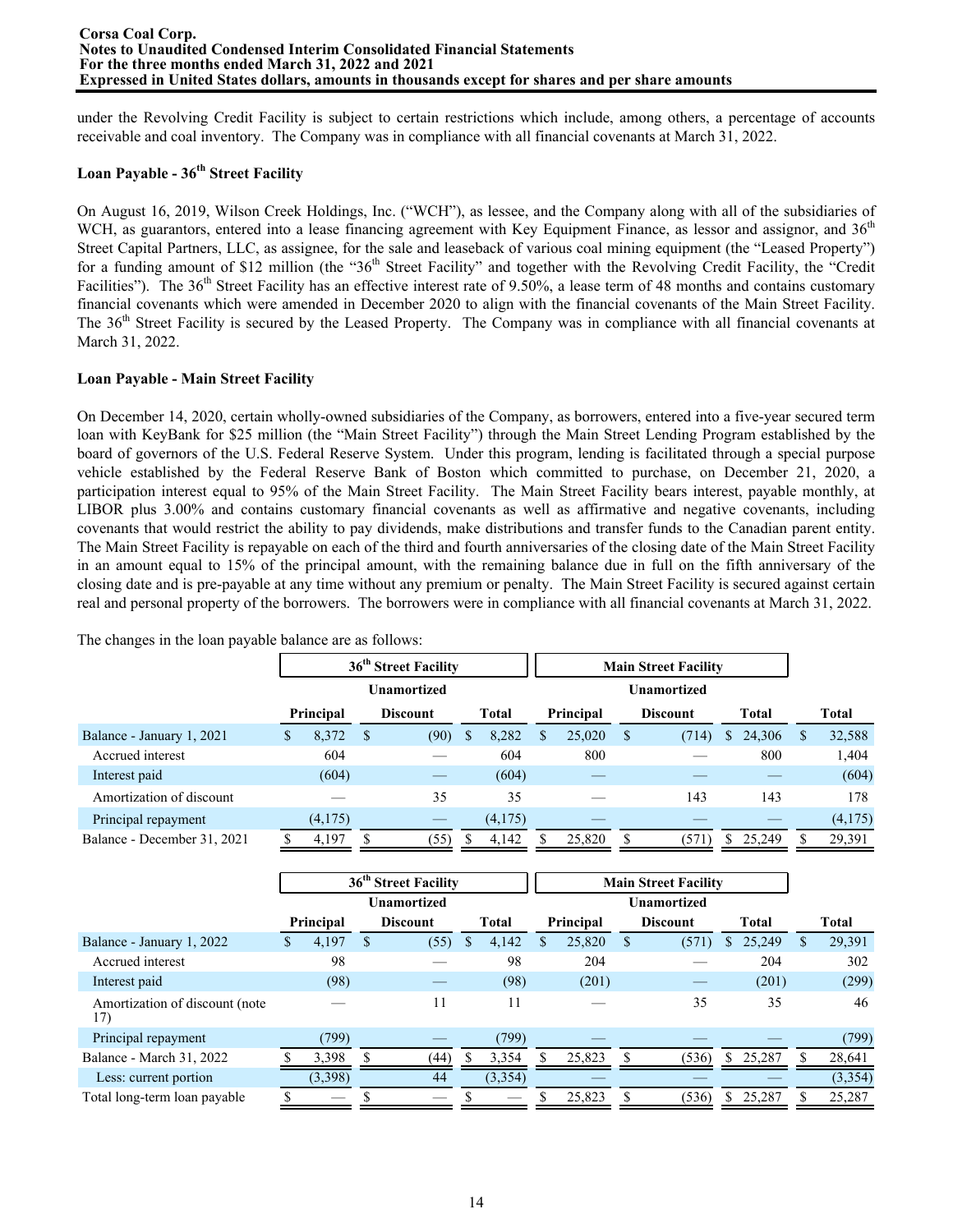under the Revolving Credit Facility is subject to certain restrictions which include, among others, a percentage of accounts receivable and coal inventory. The Company was in compliance with all financial covenants at March 31, 2022.

### Loan Payable - 36th Street Facility

On August 16, 2019, Wilson Creek Holdings, Inc. ("WCH"), as lessee, and the Company along with all of the subsidiaries of WCH, as guarantors, entered into a lease financing agreement with Key Equipment Finance, as lessor and assignor, and 36th Street Capital Partners, LLC, as assignee, for the sale and leaseback of various coal mining equipment (the "Leased Property") for a funding amount of $12 million (the "36th Street Facility" and together with the Revolving Credit Facility, the "Credit Facilities"). The 36th Street Facility has an effective interest rate of 9.50%, a lease term of 48 months and contains customary financial covenants which were amended in December 2020 to align with the financial covenants of the Main Street Facility. The 36th Street Facility is secured by the Leased Property. The Company was in compliance with all financial covenants at March 31, 2022.

### Loan Payable - Main Street Facility

On December 14, 2020, certain wholly-owned subsidiaries of the Company, as borrowers, entered into a five-year secured term loan with KeyBank for $25 million (the "Main Street Facility") through the Main Street Lending Program established by the board of governors of the U.S. Federal Reserve System. Under this program, lending is facilitated through a special purpose vehicle established by the Federal Reserve Bank of Boston which committed to purchase, on December 21, 2020, a participation interest equal to 95% of the Main Street Facility. The Main Street Facility bears interest, payable monthly, at LIBOR plus 3.00% and contains customary financial covenants as well as affirmative and negative covenants, including covenants that would restrict the ability to pay dividends, make distributions and transfer funds to the Canadian parent entity. The Main Street Facility is repayable on each of the third and fourth anniversaries of the closing date of the Main Street Facility in an amount equal to 15% of the principal amount, with the remaining balance due in full on the fifth anniversary of the closing date and is pre-payable at any time without any premium or penalty. The Main Street Facility is secured against certain real and personal property of the borrowers. The borrowers were in compliance with all financial covenants at March 31, 2022.

The changes in the loan payable balance are as follows:

| | 36th Street Facility | | | Main Street Facility | | | |
|---|---|---|---|---|---|---|---|
| | Principal | Unamortized Discount | Total | Principal | Unamortized Discount | Total | Total |
| Balance - January 1, 2021 | $ 8,372 | $ (90) | $ 8,282 | $ 25,020 | $ (714) | $ 24,306 | $ 32,588 |
| Accrued interest | 604 | — | 604 | 800 | — | 800 | 1,404 |
| Interest paid | (604) | — | (604) | — | — | — | (604) |
| Amortization of discount | — | 35 | 35 | — | 143 | 143 | 178 |
| Principal repayment | (4,175) | — | (4,175) | — | — | — | (4,175) |
| Balance - December 31, 2021 | $ 4,197 | $ (55) | $ 4,142 | $ 25,820 | $ (571) | $ 25,249 | $ 29,391 |

| | 36th Street Facility | | | Main Street Facility | | | |
|---|---|---|---|---|---|---|---|
| | Principal | Unamortized Discount | Total | Principal | Unamortized Discount | Total | Total |
| Balance - January 1, 2022 | $ 4,197 | $ (55) | $ 4,142 | $ 25,820 | $ (571) | $ 25,249 | $ 29,391 |
| Accrued interest | 98 | — | 98 | 204 | — | 204 | 302 |
| Interest paid | (98) | — | (98) | (201) | — | (201) | (299) |
| Amortization of discount (note 17) | — | 11 | 11 | — | 35 | 35 | 46 |
| Principal repayment | (799) | — | (799) | — | — | — | (799) |
| Balance - March 31, 2022 | $ 3,398 | $ (44) | $ 3,354 | $ 25,823 | $ (536) | $ 25,287 | $ 28,641 |
| Less: current portion | (3,398) | 44 | (3,354) | — | — | — | (3,354) |
| Total long-term loan payable | $ — | $ — | $ — | $ 25,823 | $ (536) | $ 25,287 | $ 25,287 |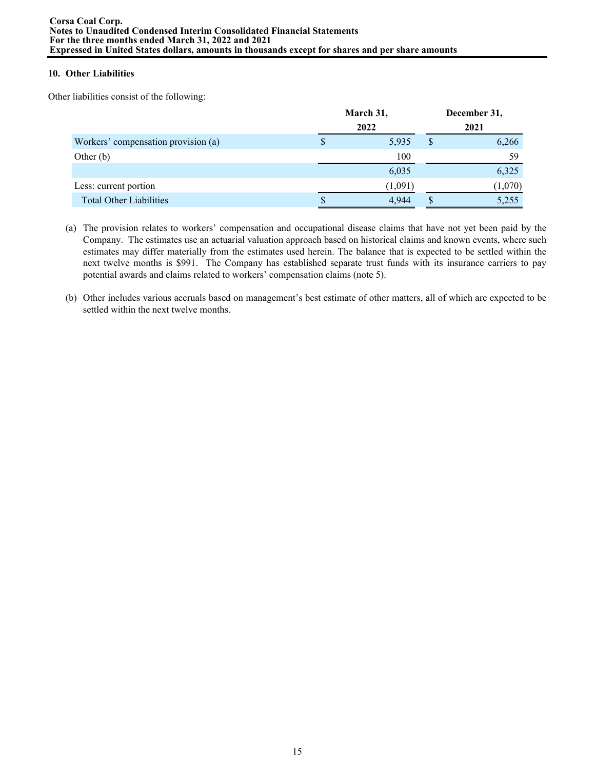## 10. Other Liabilities

Other liabilities consist of the following:

| | March 31, 2022 | December 31, 2021 |
|---|---|---|
| Workers' compensation provision (a) | $ 5,935 | $ 6,266 |
| Other (b) | 100 | 59 |
| | 6,035 | 6,325 |
| Less: current portion | (1,091) | (1,070) |
| Total Other Liabilities | $ 4,944 | $ 5,255 |

(a) The provision relates to workers' compensation and occupational disease claims that have not yet been paid by the Company. The estimates use an actuarial valuation approach based on historical claims and known events, where such estimates may differ materially from the estimates used herein. The balance that is expected to be settled within the next twelve months is $991. The Company has established separate trust funds with its insurance carriers to pay potential awards and claims related to workers' compensation claims (note 5).

(b) Other includes various accruals based on management's best estimate of other matters, all of which are expected to be settled within the next twelve months.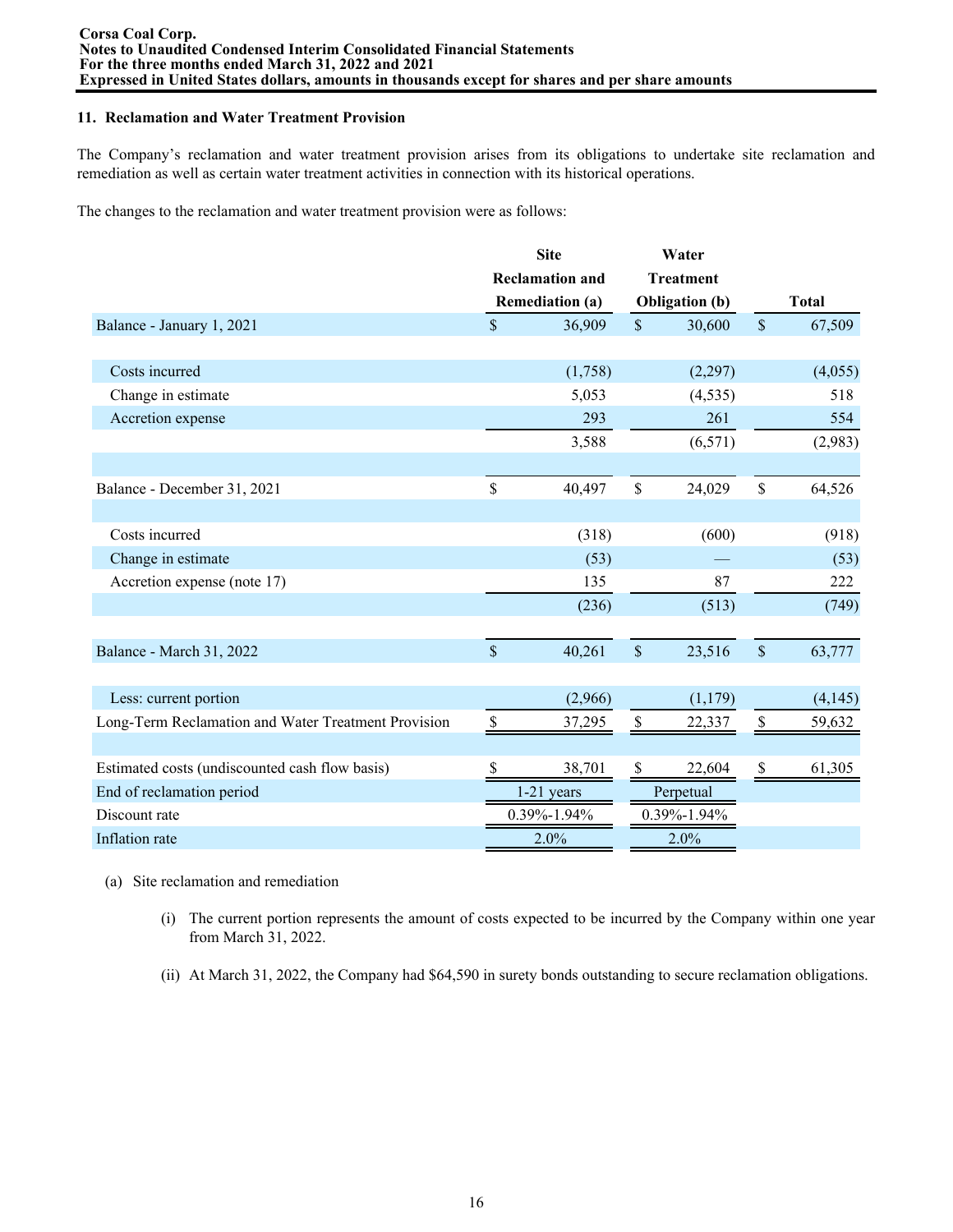## 11. Reclamation and Water Treatment Provision

The Company's reclamation and water treatment provision arises from its obligations to undertake site reclamation and remediation as well as certain water treatment activities in connection with its historical operations.

The changes to the reclamation and water treatment provision were as follows:

| | Site Reclamation and Remediation (a) | Water Treatment Obligation (b) | Total |
|---|---|---|---|
| Balance - January 1, 2021 | $ 36,909 | $ 30,600 | $ 67,509 |
| Costs incurred | (1,758) | (2,297) | (4,055) |
| Change in estimate | 5,053 | (4,535) | 518 |
| Accretion expense | 293 | 261 | 554 |
| | 3,588 | (6,571) | (2,983) |
| Balance - December 31, 2021 | $ 40,497 | $ 24,029 | $ 64,526 |
| Costs incurred | (318) | (600) | (918) |
| Change in estimate | (53) | — | (53) |
| Accretion expense (note 17) | 135 | 87 | 222 |
| | (236) | (513) | (749) |
| Balance - March 31, 2022 | $ 40,261 | $ 23,516 | $ 63,777 |
| Less: current portion | (2,966) | (1,179) | (4,145) |
| Long-Term Reclamation and Water Treatment Provision | $ 37,295 | $ 22,337 | $ 59,632 |
| Estimated costs (undiscounted cash flow basis) | $ 38,701 | $ 22,604 | $ 61,305 |
| End of reclamation period | 1-21 years | Perpetual | |
| Discount rate | 0.39%-1.94% | 0.39%-1.94% | |
| Inflation rate | 2.0% | 2.0% | |

(a) Site reclamation and remediation

(i) The current portion represents the amount of costs expected to be incurred by the Company within one year from March 31, 2022.

(ii) At March 31, 2022, the Company had $64,590 in surety bonds outstanding to secure reclamation obligations.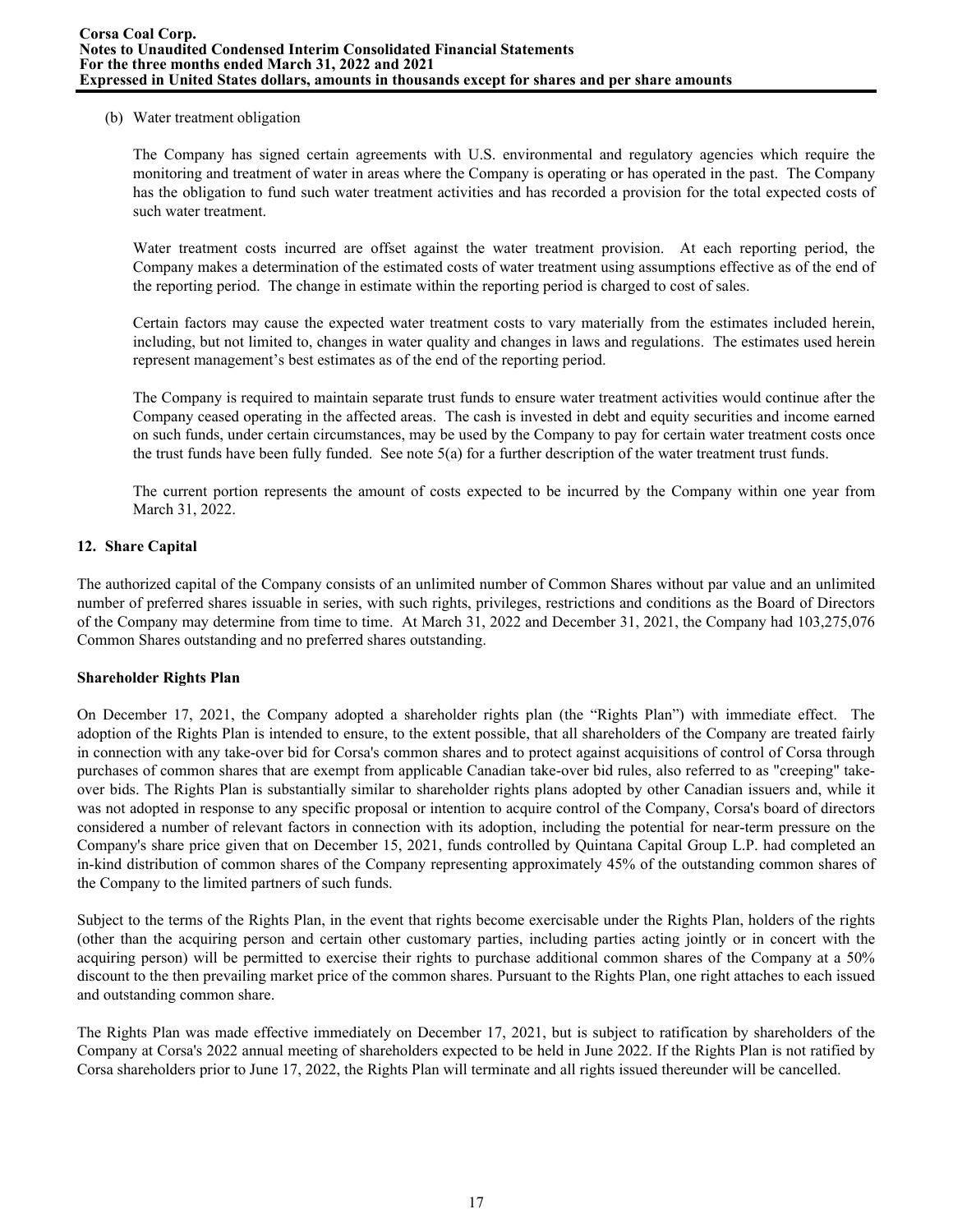(b) Water treatment obligation

The Company has signed certain agreements with U.S. environmental and regulatory agencies which require the monitoring and treatment of water in areas where the Company is operating or has operated in the past. The Company has the obligation to fund such water treatment activities and has recorded a provision for the total expected costs of such water treatment.

Water treatment costs incurred are offset against the water treatment provision. At each reporting period, the Company makes a determination of the estimated costs of water treatment using assumptions effective as of the end of the reporting period. The change in estimate within the reporting period is charged to cost of sales.

Certain factors may cause the expected water treatment costs to vary materially from the estimates included herein, including, but not limited to, changes in water quality and changes in laws and regulations. The estimates used herein represent management's best estimates as of the end of the reporting period.

The Company is required to maintain separate trust funds to ensure water treatment activities would continue after the Company ceased operating in the affected areas. The cash is invested in debt and equity securities and income earned on such funds, under certain circumstances, may be used by the Company to pay for certain water treatment costs once the trust funds have been fully funded. See note 5(a) for a further description of the water treatment trust funds.

The current portion represents the amount of costs expected to be incurred by the Company within one year from March 31, 2022.

## 12. Share Capital

The authorized capital of the Company consists of an unlimited number of Common Shares without par value and an unlimited number of preferred shares issuable in series, with such rights, privileges, restrictions and conditions as the Board of Directors of the Company may determine from time to time. At March 31, 2022 and December 31, 2021, the Company had 103,275,076 Common Shares outstanding and no preferred shares outstanding.

### Shareholder Rights Plan

On December 17, 2021, the Company adopted a shareholder rights plan (the "Rights Plan") with immediate effect. The adoption of the Rights Plan is intended to ensure, to the extent possible, that all shareholders of the Company are treated fairly in connection with any take-over bid for Corsa's common shares and to protect against acquisitions of control of Corsa through purchases of common shares that are exempt from applicable Canadian take-over bid rules, also referred to as "creeping" take-over bids. The Rights Plan is substantially similar to shareholder rights plans adopted by other Canadian issuers and, while it was not adopted in response to any specific proposal or intention to acquire control of the Company, Corsa's board of directors considered a number of relevant factors in connection with its adoption, including the potential for near-term pressure on the Company's share price given that on December 15, 2021, funds controlled by Quintana Capital Group L.P. had completed an in-kind distribution of common shares of the Company representing approximately 45% of the outstanding common shares of the Company to the limited partners of such funds.

Subject to the terms of the Rights Plan, in the event that rights become exercisable under the Rights Plan, holders of the rights (other than the acquiring person and certain other customary parties, including parties acting jointly or in concert with the acquiring person) will be permitted to exercise their rights to purchase additional common shares of the Company at a 50% discount to the then prevailing market price of the common shares. Pursuant to the Rights Plan, one right attaches to each issued and outstanding common share.

The Rights Plan was made effective immediately on December 17, 2021, but is subject to ratification by shareholders of the Company at Corsa's 2022 annual meeting of shareholders expected to be held in June 2022. If the Rights Plan is not ratified by Corsa shareholders prior to June 17, 2022, the Rights Plan will terminate and all rights issued thereunder will be cancelled.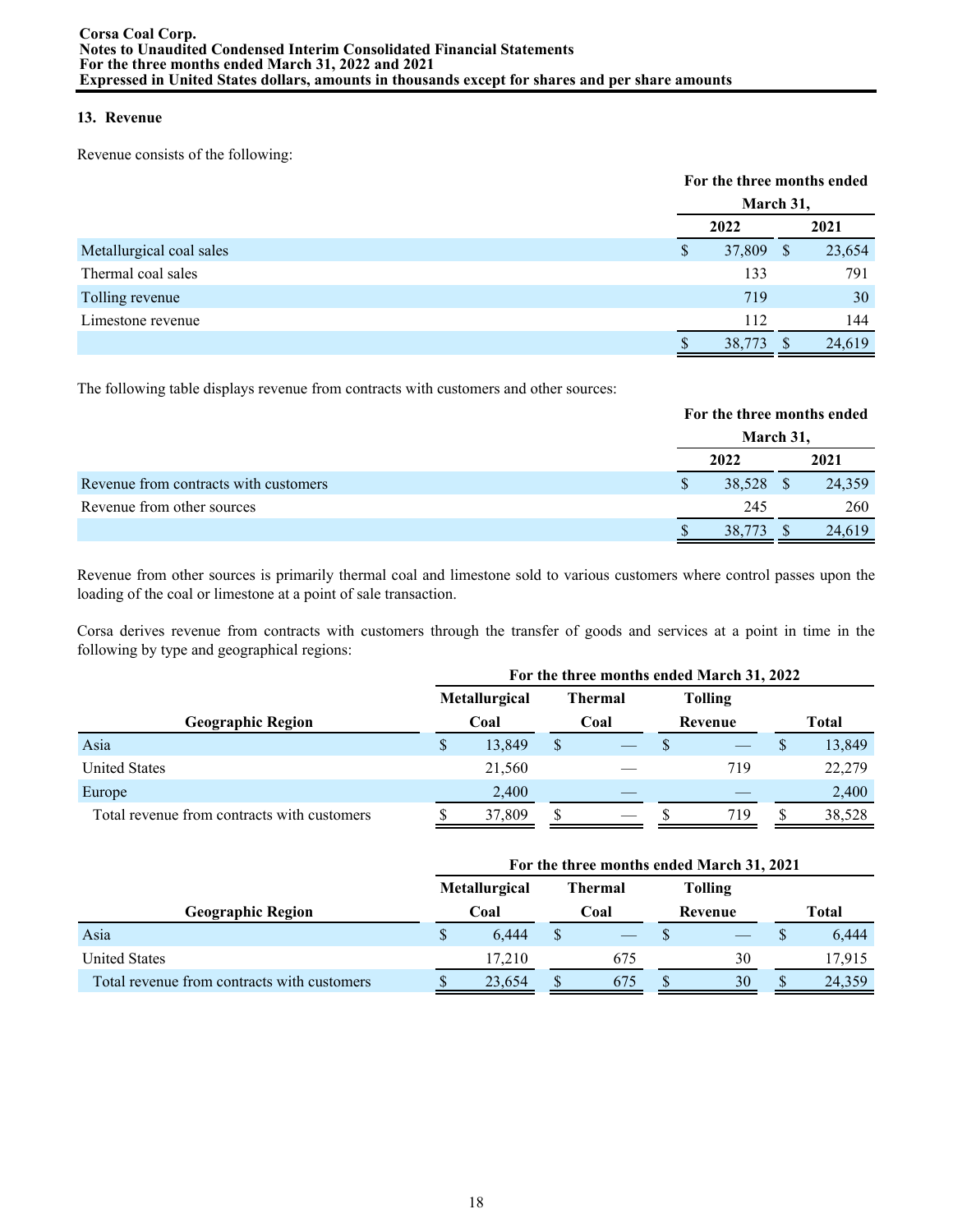## 13. Revenue

Revenue consists of the following:

| | For the three months ended March 31, | |
|---|---|---|
| | 2022 | 2021 |
| Metallurgical coal sales | $ 37,809 | $ 23,654 |
| Thermal coal sales | 133 | 791 |
| Tolling revenue | 719 | 30 |
| Limestone revenue | 112 | 144 |
| | $ 38,773 | $ 24,619 |

The following table displays revenue from contracts with customers and other sources:

| | For the three months ended March 31, | |
|---|---|---|
| | 2022 | 2021 |
| Revenue from contracts with customers | $ 38,528 | $ 24,359 |
| Revenue from other sources | 245 | 260 |
| | $ 38,773 | $ 24,619 |

Revenue from other sources is primarily thermal coal and limestone sold to various customers where control passes upon the loading of the coal or limestone at a point of sale transaction.

Corsa derives revenue from contracts with customers through the transfer of goods and services at a point in time in the following by type and geographical regions:

| | For the three months ended March 31, 2022 | | | |
|---|---|---|---|---|
| Geographic Region | Metallurgical Coal | Thermal Coal | Tolling Revenue | Total |
| Asia | $ 13,849 | $ — | $ — | $ 13,849 |
| United States | 21,560 | — | 719 | 22,279 |
| Europe | 2,400 | — | — | 2,400 |
| Total revenue from contracts with customers | $ 37,809 | $ — | $ 719 | $ 38,528 |

| | For the three months ended March 31, 2021 | | | |
|---|---|---|---|---|
| Geographic Region | Metallurgical Coal | Thermal Coal | Tolling Revenue | Total |
| Asia | $ 6,444 | $ — | $ — | $ 6,444 |
| United States | 17,210 | 675 | 30 | 17,915 |
| Total revenue from contracts with customers | $ 23,654 | $ 675 | $ 30 | $ 24,359 |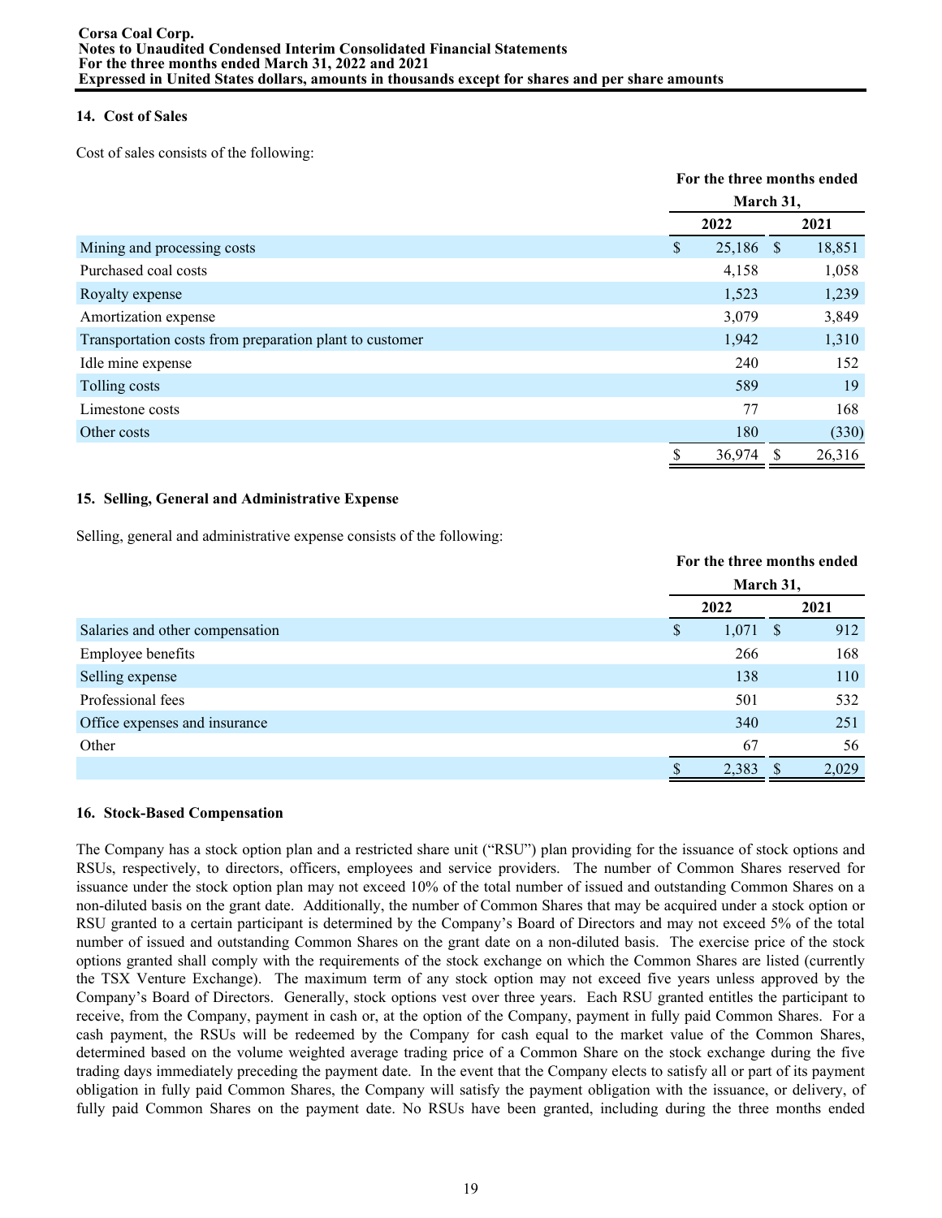### 14. Cost of Sales

Cost of sales consists of the following:

| | For the three months ended March 31, | |
|---|---|---|
| | 2022 | 2021 |
| Mining and processing costs | $ 25,186 | $ 18,851 |
| Purchased coal costs | 4,158 | 1,058 |
| Royalty expense | 1,523 | 1,239 |
| Amortization expense | 3,079 | 3,849 |
| Transportation costs from preparation plant to customer | 1,942 | 1,310 |
| Idle mine expense | 240 | 152 |
| Tolling costs | 589 | 19 |
| Limestone costs | 77 | 168 |
| Other costs | 180 | (330) |
| | $ 36,974 | $ 26,316 |

### 15. Selling, General and Administrative Expense

Selling, general and administrative expense consists of the following:

| | For the three months ended March 31, | |
|---|---|---|
| | 2022 | 2021 |
| Salaries and other compensation | $ 1,071 | $ 912 |
| Employee benefits | 266 | 168 |
| Selling expense | 138 | 110 |
| Professional fees | 501 | 532 |
| Office expenses and insurance | 340 | 251 |
| Other | 67 | 56 |
| | $ 2,383 | $ 2,029 |

### 16. Stock-Based Compensation

The Company has a stock option plan and a restricted share unit ("RSU") plan providing for the issuance of stock options and RSUs, respectively, to directors, officers, employees and service providers. The number of Common Shares reserved for issuance under the stock option plan may not exceed 10% of the total number of issued and outstanding Common Shares on a non-diluted basis on the grant date. Additionally, the number of Common Shares that may be acquired under a stock option or RSU granted to a certain participant is determined by the Company's Board of Directors and may not exceed 5% of the total number of issued and outstanding Common Shares on the grant date on a non-diluted basis. The exercise price of the stock options granted shall comply with the requirements of the stock exchange on which the Common Shares are listed (currently the TSX Venture Exchange). The maximum term of any stock option may not exceed five years unless approved by the Company's Board of Directors. Generally, stock options vest over three years. Each RSU granted entitles the participant to receive, from the Company, payment in cash or, at the option of the Company, payment in fully paid Common Shares. For a cash payment, the RSUs will be redeemed by the Company for cash equal to the market value of the Common Shares, determined based on the volume weighted average trading price of a Common Share on the stock exchange during the five trading days immediately preceding the payment date. In the event that the Company elects to satisfy all or part of its payment obligation in fully paid Common Shares, the Company will satisfy the payment obligation with the issuance, or delivery, of fully paid Common Shares on the payment date. No RSUs have been granted, including during the three months ended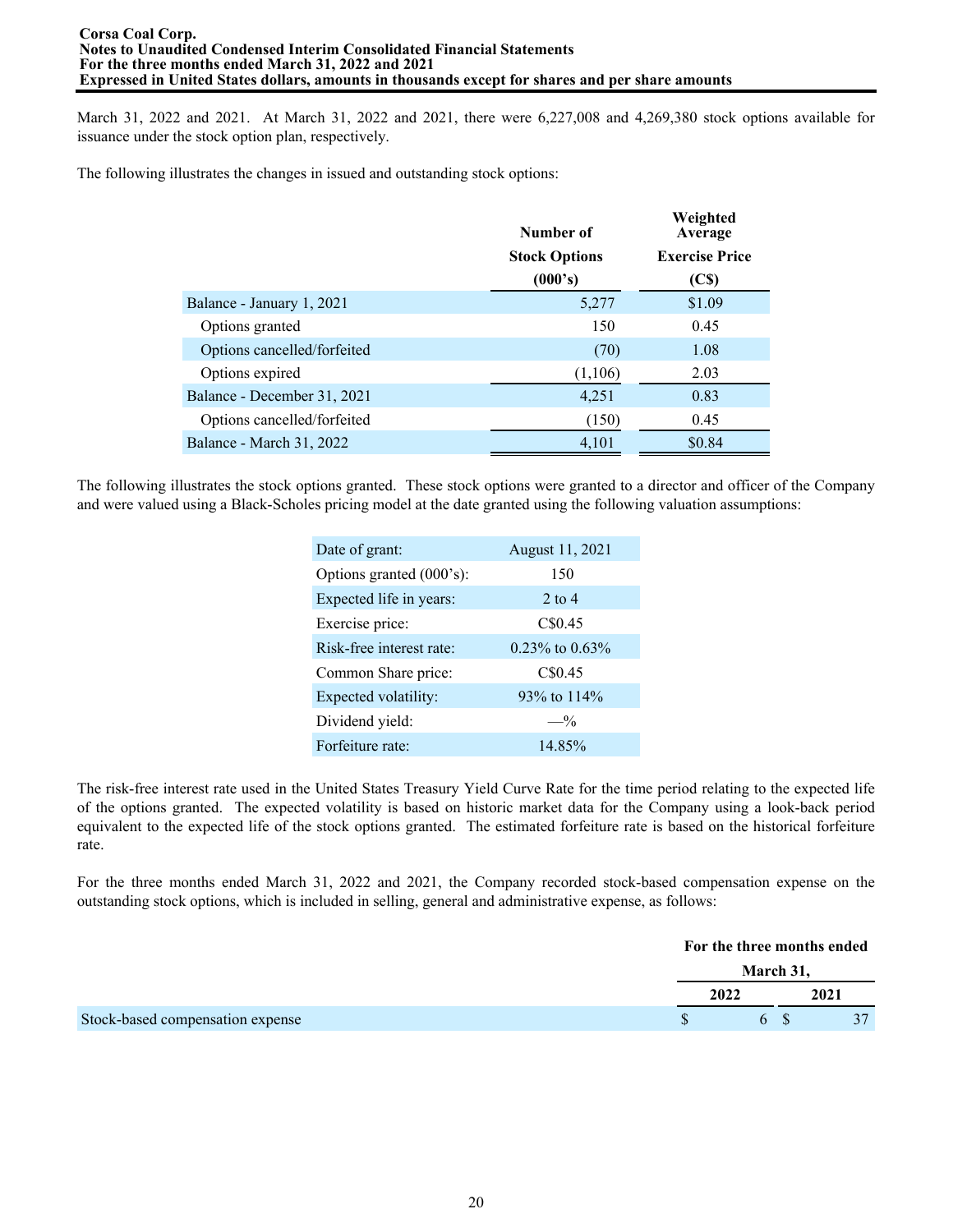March 31, 2022 and 2021. At March 31, 2022 and 2021, there were 6,227,008 and 4,269,380 stock options available for issuance under the stock option plan, respectively.

The following illustrates the changes in issued and outstanding stock options:

| | Number of Stock Options (000's) | Weighted Average Exercise Price (C$) |
|---|---|---|
| Balance - January 1, 2021 | 5,277 | $1.09 |
| Options granted | 150 | 0.45 |
| Options cancelled/forfeited | (70) | 1.08 |
| Options expired | (1,106) | 2.03 |
| Balance - December 31, 2021 | 4,251 | 0.83 |
| Options cancelled/forfeited | (150) | 0.45 |
| Balance - March 31, 2022 | 4,101 | $0.84 |

The following illustrates the stock options granted. These stock options were granted to a director and officer of the Company and were valued using a Black-Scholes pricing model at the date granted using the following valuation assumptions:

| Date of grant: | August 11, 2021 |
|---|---|
| Options granted (000's): | 150 |
| Expected life in years: | 2 to 4 |
| Exercise price: | C$0.45 |
| Risk-free interest rate: | 0.23% to 0.63% |
| Common Share price: | C$0.45 |
| Expected volatility: | 93% to 114% |
| Dividend yield: | —% |
| Forfeiture rate: | 14.85% |

The risk-free interest rate used in the United States Treasury Yield Curve Rate for the time period relating to the expected life of the options granted. The expected volatility is based on historic market data for the Company using a look-back period equivalent to the expected life of the stock options granted. The estimated forfeiture rate is based on the historical forfeiture rate.

For the three months ended March 31, 2022 and 2021, the Company recorded stock-based compensation expense on the outstanding stock options, which is included in selling, general and administrative expense, as follows:

| | For the three months ended March 31, | |
|---|---|---|
| | 2022 | 2021 |
| Stock-based compensation expense | $ 6 | $ 37 |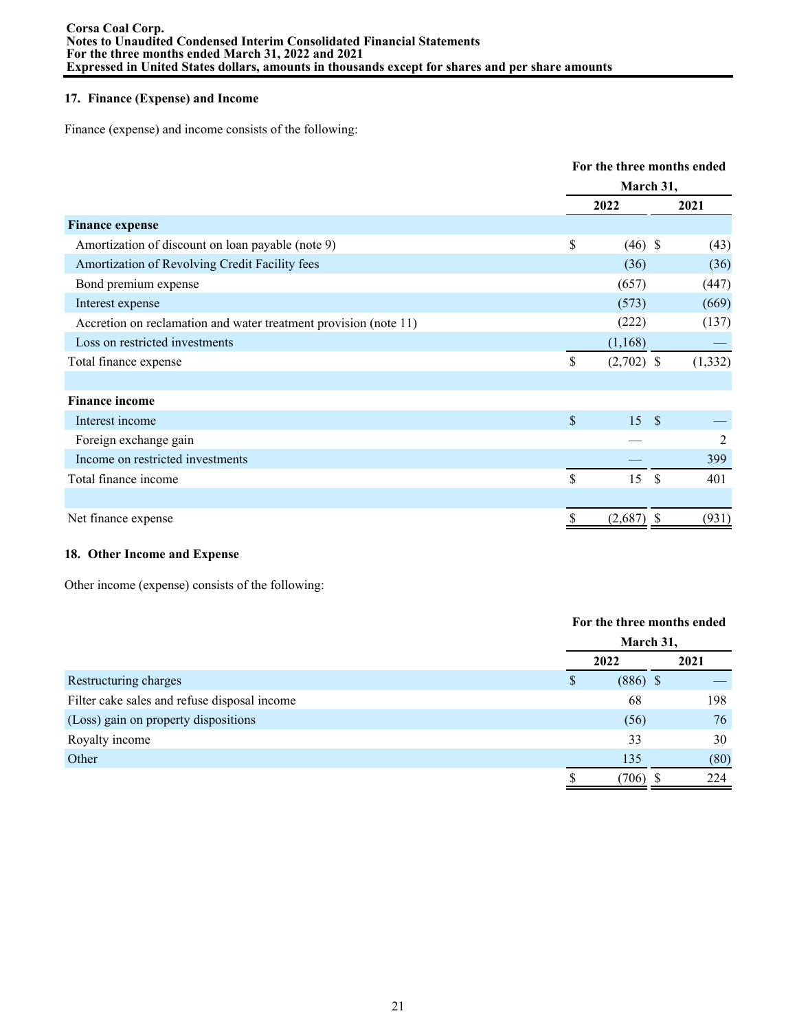## 17. Finance (Expense) and Income

Finance (expense) and income consists of the following:

| | For the three months ended March 31, | |
|---|---|---|
| | 2022 | 2021 |
| **Finance expense** | | |
| Amortization of discount on loan payable (note 9) | $ (46) | $ (43) |
| Amortization of Revolving Credit Facility fees | (36) | (36) |
| Bond premium expense | (657) | (447) |
| Interest expense | (573) | (669) |
| Accretion on reclamation and water treatment provision (note 11) | (222) | (137) |
| Loss on restricted investments | (1,168) | — |
| Total finance expense | $ (2,702) | $ (1,332) |
| | | |
| **Finance income** | | |
| Interest income | $ 15 | $ — |
| Foreign exchange gain | — | 2 |
| Income on restricted investments | — | 399 |
| Total finance income | $ 15 | $ 401 |
| | | |
| Net finance expense | $ (2,687) | $ (931) |

## 18. Other Income and Expense

Other income (expense) consists of the following:

| | For the three months ended March 31, | |
|---|---|---|
| | 2022 | 2021 |
| Restructuring charges | $ (886) | $ — |
| Filter cake sales and refuse disposal income | 68 | 198 |
| (Loss) gain on property dispositions | (56) | 76 |
| Royalty income | 33 | 30 |
| Other | 135 | (80) |
| | $ (706) | $ 224 |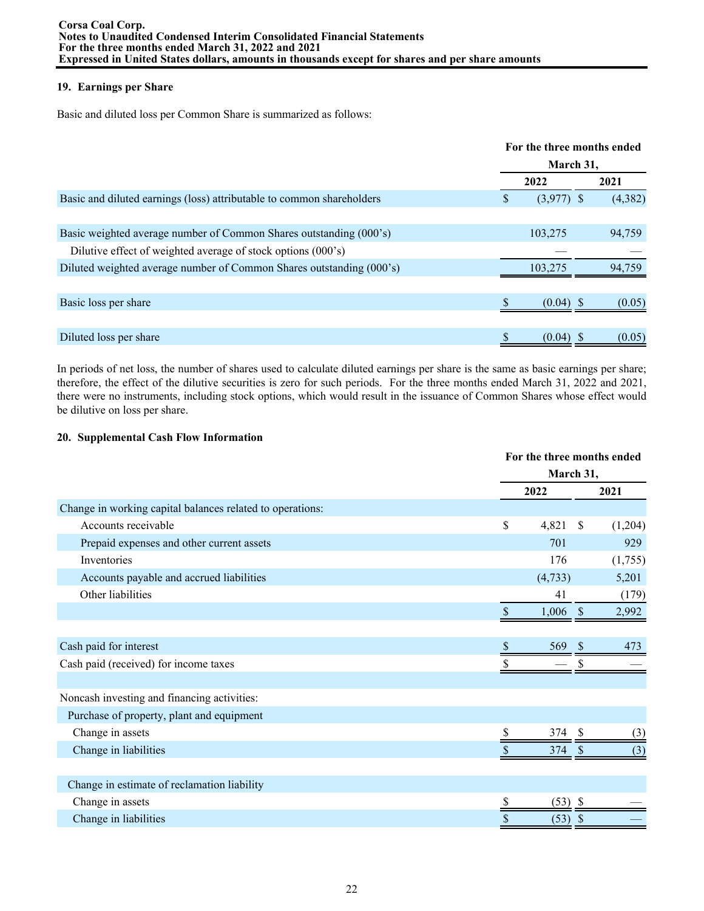## 19. Earnings per Share

Basic and diluted loss per Common Share is summarized as follows:

| | For the three months ended March 31, | |
|---|---|---|
| | 2022 | 2021 |
| Basic and diluted earnings (loss) attributable to common shareholders | $ (3,977) | $ (4,382) |
| | | |
| Basic weighted average number of Common Shares outstanding (000's) | 103,275 | 94,759 |
| Dilutive effect of weighted average of stock options (000's) | — | — |
| Diluted weighted average number of Common Shares outstanding (000's) | 103,275 | 94,759 |
| | | |
| Basic loss per share | $ (0.04) | $ (0.05) |
| | | |
| Diluted loss per share | $ (0.04) | $ (0.05) |

In periods of net loss, the number of shares used to calculate diluted earnings per share is the same as basic earnings per share; therefore, the effect of the dilutive securities is zero for such periods. For the three months ended March 31, 2022 and 2021, there were no instruments, including stock options, which would result in the issuance of Common Shares whose effect would be dilutive on loss per share.

## 20. Supplemental Cash Flow Information

| | For the three months ended March 31, | |
|---|---|---|
| | 2022 | 2021 |
| Change in working capital balances related to operations: | | |
| Accounts receivable | $ 4,821 | $ (1,204) |
| Prepaid expenses and other current assets | 701 | 929 |
| Inventories | 176 | (1,755) |
| Accounts payable and accrued liabilities | (4,733) | 5,201 |
| Other liabilities | 41 | (179) |
| | $ 1,006 | $ 2,992 |
| | | |
| Cash paid for interest | $ 569 | $ 473 |
| Cash paid (received) for income taxes | $ — | $ — |
| | | |
| Noncash investing and financing activities: | | |
| Purchase of property, plant and equipment | | |
| Change in assets | $ 374 | $ (3) |
| Change in liabilities | $ 374 | $ (3) |
| | | |
| Change in estimate of reclamation liability | | |
| Change in assets | $ (53) | $ — |
| Change in liabilities | $ (53) | $ — |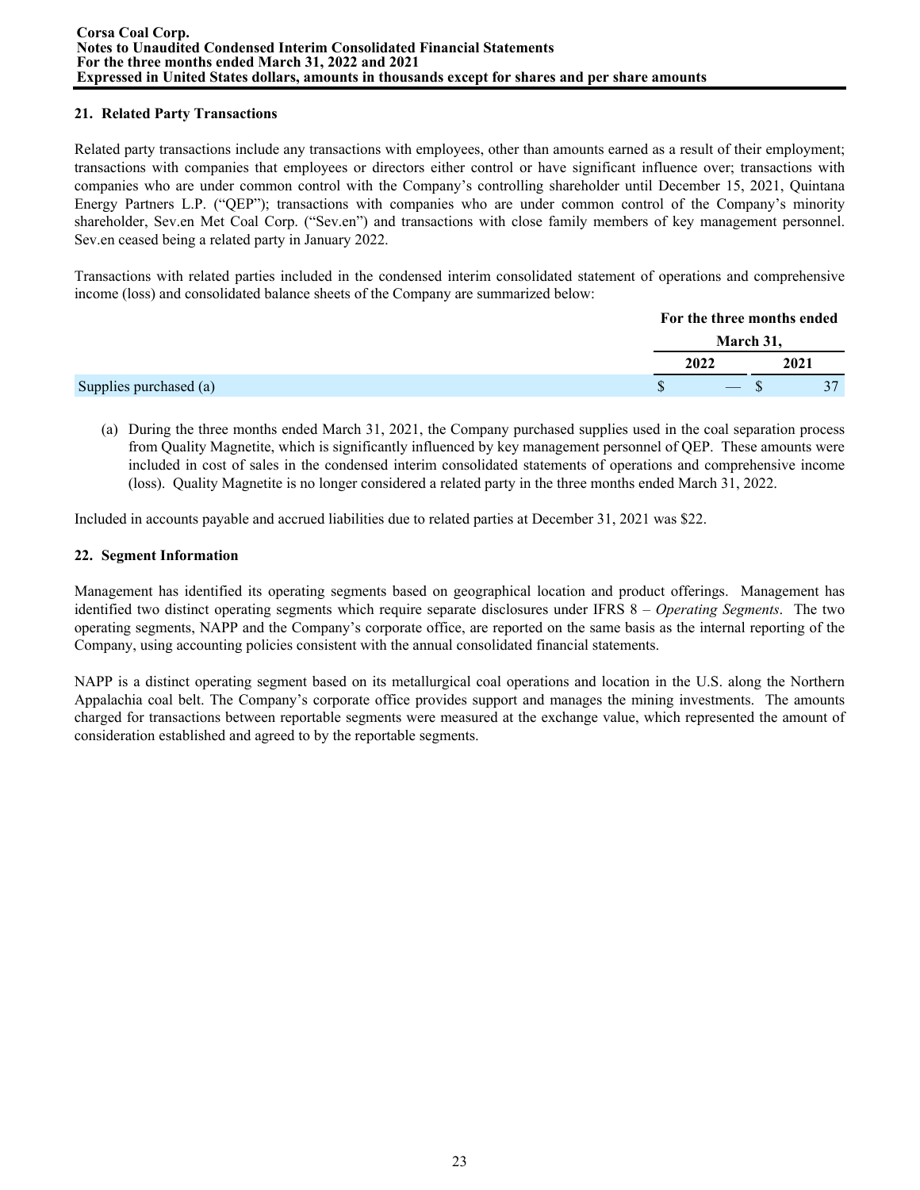## 21. Related Party Transactions

Related party transactions include any transactions with employees, other than amounts earned as a result of their employment; transactions with companies that employees or directors either control or have significant influence over; transactions with companies who are under common control with the Company's controlling shareholder until December 15, 2021, Quintana Energy Partners L.P. ("QEP"); transactions with companies who are under common control of the Company's minority shareholder, Sev.en Met Coal Corp. ("Sev.en") and transactions with close family members of key management personnel. Sev.en ceased being a related party in January 2022.

Transactions with related parties included in the condensed interim consolidated statement of operations and comprehensive income (loss) and consolidated balance sheets of the Company are summarized below:

| | For the three months ended March 31, | |
|---|---|---|
| | 2022 | 2021 |
| Supplies purchased (a) | $ — | $ 37 |

(a) During the three months ended March 31, 2021, the Company purchased supplies used in the coal separation process from Quality Magnetite, which is significantly influenced by key management personnel of QEP. These amounts were included in cost of sales in the condensed interim consolidated statements of operations and comprehensive income (loss). Quality Magnetite is no longer considered a related party in the three months ended March 31, 2022.

Included in accounts payable and accrued liabilities due to related parties at December 31, 2021 was $22.

## 22. Segment Information

Management has identified its operating segments based on geographical location and product offerings. Management has identified two distinct operating segments which require separate disclosures under IFRS 8 – *Operating Segments*. The two operating segments, NAPP and the Company's corporate office, are reported on the same basis as the internal reporting of the Company, using accounting policies consistent with the annual consolidated financial statements.

NAPP is a distinct operating segment based on its metallurgical coal operations and location in the U.S. along the Northern Appalachia coal belt. The Company's corporate office provides support and manages the mining investments. The amounts charged for transactions between reportable segments were measured at the exchange value, which represented the amount of consideration established and agreed to by the reportable segments.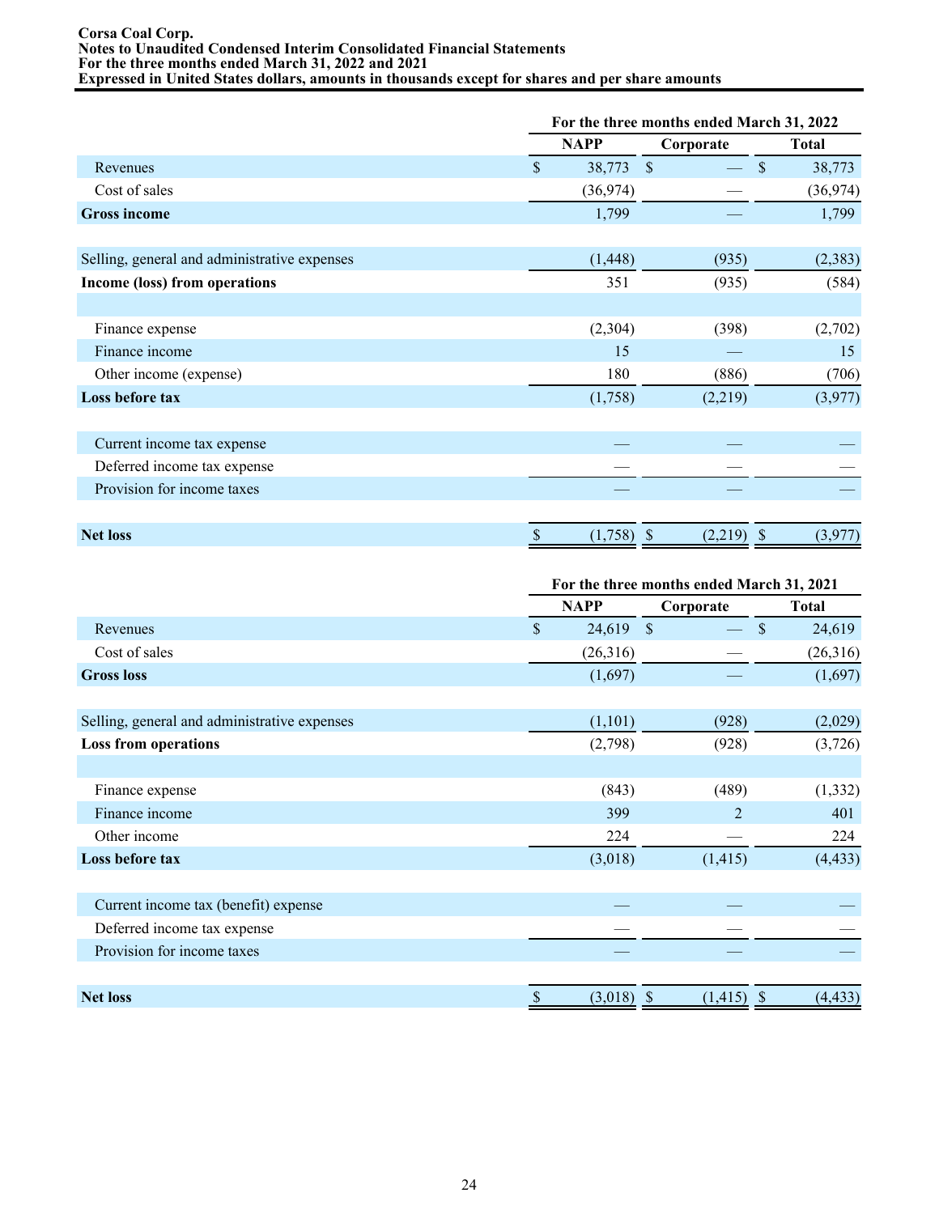| | For the three months ended March 31, 2022 | | |
|---|---|---|---|
| | NAPP | Corporate | Total |
| Revenues | $ 38,773 | $ — | $ 38,773 |
| Cost of sales | (36,974) | — | (36,974) |
| **Gross income** | 1,799 | — | 1,799 |
| | | | |
| Selling, general and administrative expenses | (1,448) | (935) | (2,383) |
| **Income (loss) from operations** | 351 | (935) | (584) |
| | | | |
| Finance expense | (2,304) | (398) | (2,702) |
| Finance income | 15 | — | 15 |
| Other income (expense) | 180 | (886) | (706) |
| **Loss before tax** | (1,758) | (2,219) | (3,977) |
| | | | |
| Current income tax expense | — | — | — |
| Deferred income tax expense | — | — | — |
| Provision for income taxes | — | — | — |
| | | | |
| **Net loss** | $ (1,758) | $ (2,219) | $ (3,977) |

| | For the three months ended March 31, 2021 | | |
|---|---|---|---|
| | NAPP | Corporate | Total |
| Revenues | $ 24,619 | $ — | $ 24,619 |
| Cost of sales | (26,316) | — | (26,316) |
| **Gross loss** | (1,697) | — | (1,697) |
| | | | |
| Selling, general and administrative expenses | (1,101) | (928) | (2,029) |
| **Loss from operations** | (2,798) | (928) | (3,726) |
| | | | |
| Finance expense | (843) | (489) | (1,332) |
| Finance income | 399 | 2 | 401 |
| Other income | 224 | — | 224 |
| **Loss before tax** | (3,018) | (1,415) | (4,433) |
| | | | |
| Current income tax (benefit) expense | — | — | — |
| Deferred income tax expense | — | — | — |
| Provision for income taxes | — | — | — |
| | | | |
| **Net loss** | $ (3,018) | $ (1,415) | $ (4,433) |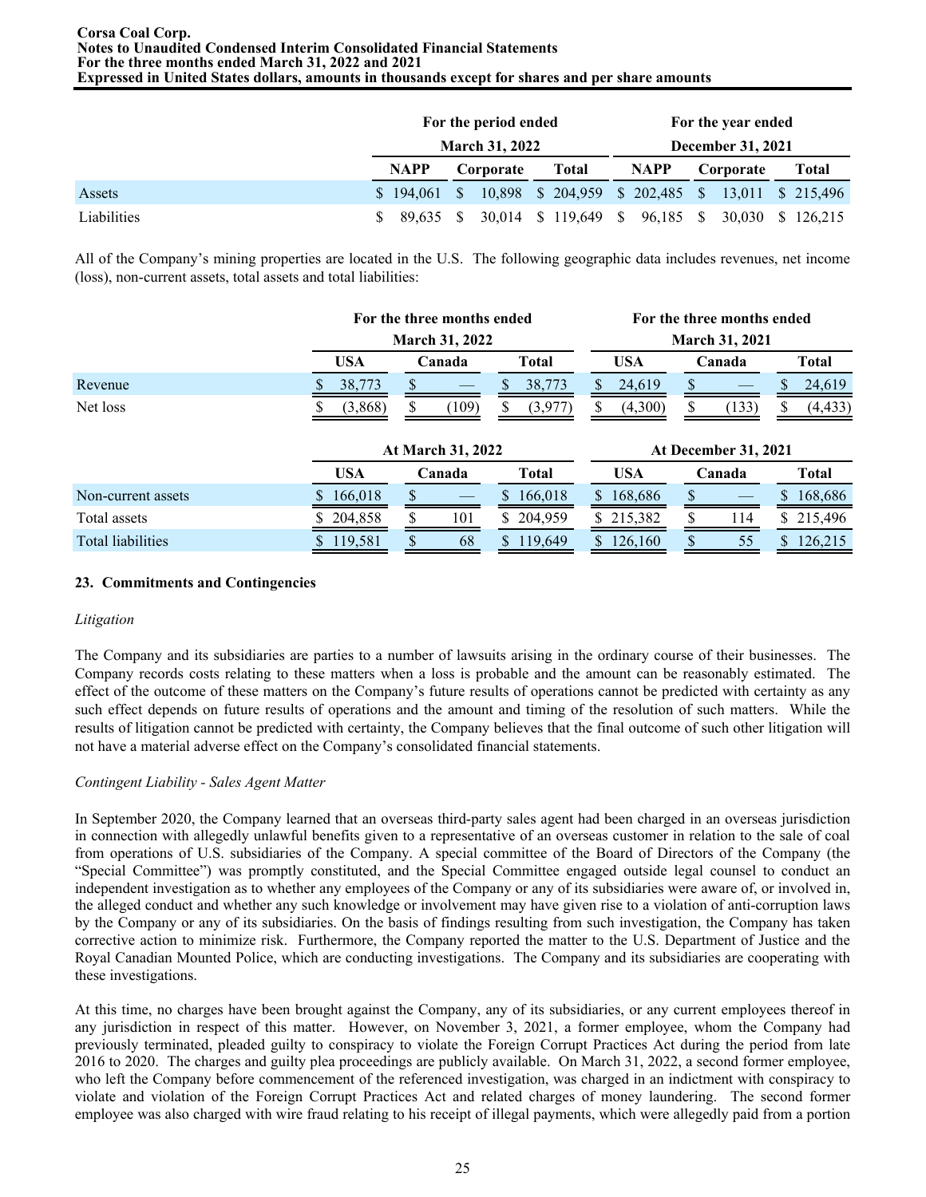| | For the period ended March 31, 2022 | | | For the year ended December 31, 2021 | | |
|---|---|---|---|---|---|---|
| | NAPP | Corporate | Total | NAPP | Corporate | Total |
| Assets | $ 194,061 | $ 10,898 | $ 204,959 | $ 202,485 | $ 13,011 | $ 215,496 |
| Liabilities | $ 89,635 | $ 30,014 | $ 119,649 | $ 96,185 | $ 30,030 | $ 126,215 |

All of the Company's mining properties are located in the U.S. The following geographic data includes revenues, net income (loss), non-current assets, total assets and total liabilities:

| | For the three months ended March 31, 2022 | | | For the three months ended March 31, 2021 | | |
|---|---|---|---|---|---|---|
| | USA | Canada | Total | USA | Canada | Total |
| Revenue | $ 38,773 | $ — | $ 38,773 | $ 24,619 | $ — | $ 24,619 |
| Net loss | $ (3,868) | $ (109) | $ (3,977) | $ (4,300) | $ (133) | $ (4,433) |

| | At March 31, 2022 | | | At December 31, 2021 | | |
|---|---|---|---|---|---|---|
| | USA | Canada | Total | USA | Canada | Total |
| Non-current assets | $ 166,018 | $ — | $ 166,018 | $ 168,686 | $ — | $ 168,686 |
| Total assets | $ 204,858 | $ 101 | $ 204,959 | $ 215,382 | $ 114 | $ 215,496 |
| Total liabilities | $ 119,581 | $ 68 | $ 119,649 | $ 126,160 | $ 55 | $ 126,215 |

## 23. Commitments and Contingencies

*Litigation*

The Company and its subsidiaries are parties to a number of lawsuits arising in the ordinary course of their businesses. The Company records costs relating to these matters when a loss is probable and the amount can be reasonably estimated. The effect of the outcome of these matters on the Company's future results of operations cannot be predicted with certainty as any such effect depends on future results of operations and the amount and timing of the resolution of such matters. While the results of litigation cannot be predicted with certainty, the Company believes that the final outcome of such other litigation will not have a material adverse effect on the Company's consolidated financial statements.

*Contingent Liability - Sales Agent Matter*

In September 2020, the Company learned that an overseas third-party sales agent had been charged in an overseas jurisdiction in connection with allegedly unlawful benefits given to a representative of an overseas customer in relation to the sale of coal from operations of U.S. subsidiaries of the Company. A special committee of the Board of Directors of the Company (the "Special Committee") was promptly constituted, and the Special Committee engaged outside legal counsel to conduct an independent investigation as to whether any employees of the Company or any of its subsidiaries were aware of, or involved in, the alleged conduct and whether any such knowledge or involvement may have given rise to a violation of anti-corruption laws by the Company or any of its subsidiaries. On the basis of findings resulting from such investigation, the Company has taken corrective action to minimize risk. Furthermore, the Company reported the matter to the U.S. Department of Justice and the Royal Canadian Mounted Police, which are conducting investigations. The Company and its subsidiaries are cooperating with these investigations.

At this time, no charges have been brought against the Company, any of its subsidiaries, or any current employees thereof in any jurisdiction in respect of this matter. However, on November 3, 2021, a former employee, whom the Company had previously terminated, pleaded guilty to conspiracy to violate the Foreign Corrupt Practices Act during the period from late 2016 to 2020. The charges and guilty plea proceedings are publicly available. On March 31, 2022, a second former employee, who left the Company before commencement of the referenced investigation, was charged in an indictment with conspiracy to violate and violation of the Foreign Corrupt Practices Act and related charges of money laundering. The second former employee was also charged with wire fraud relating to his receipt of illegal payments, which were allegedly paid from a portion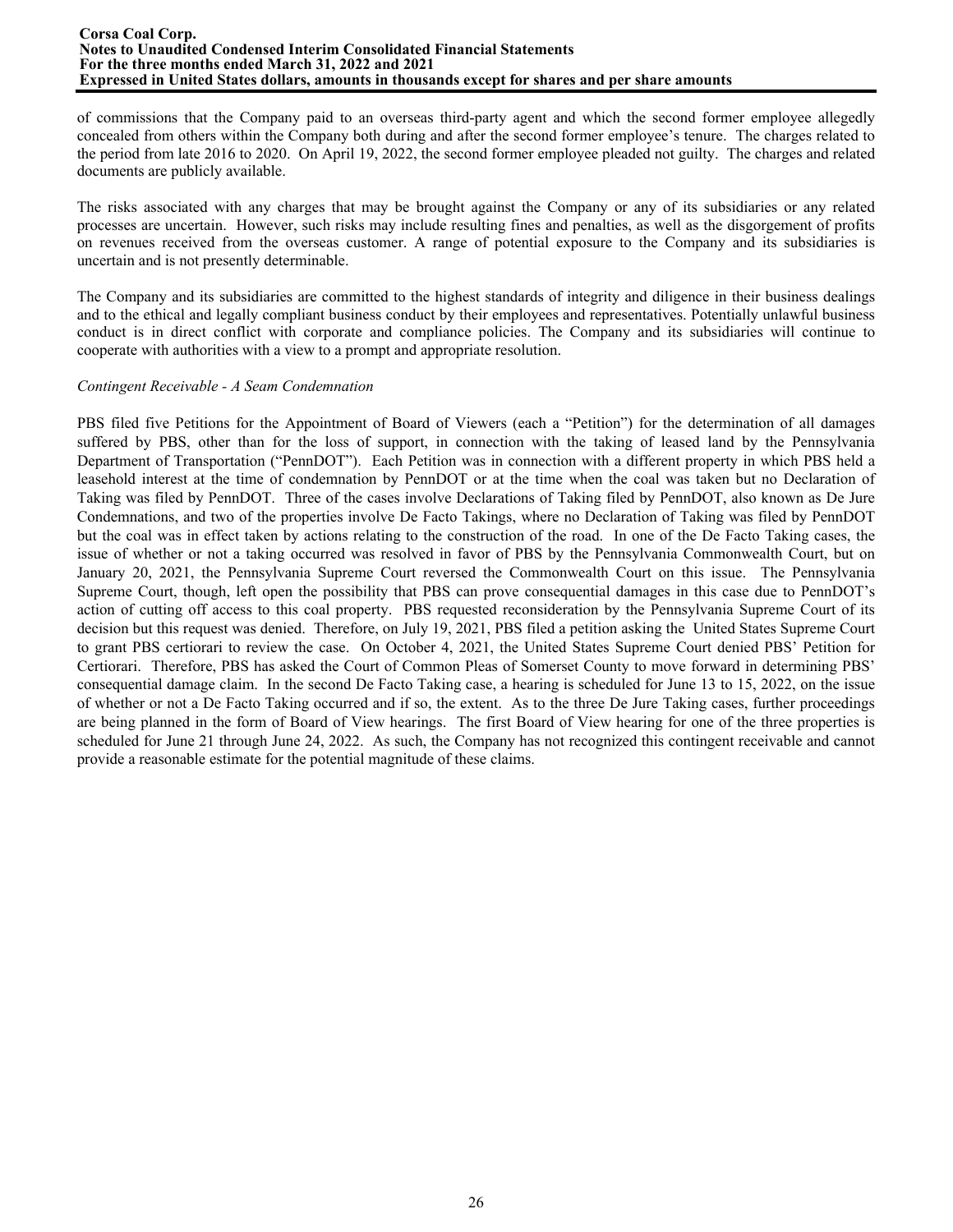of commissions that the Company paid to an overseas third-party agent and which the second former employee allegedly concealed from others within the Company both during and after the second former employee's tenure. The charges related to the period from late 2016 to 2020. On April 19, 2022, the second former employee pleaded not guilty. The charges and related documents are publicly available.

The risks associated with any charges that may be brought against the Company or any of its subsidiaries or any related processes are uncertain. However, such risks may include resulting fines and penalties, as well as the disgorgement of profits on revenues received from the overseas customer. A range of potential exposure to the Company and its subsidiaries is uncertain and is not presently determinable.

The Company and its subsidiaries are committed to the highest standards of integrity and diligence in their business dealings and to the ethical and legally compliant business conduct by their employees and representatives. Potentially unlawful business conduct is in direct conflict with corporate and compliance policies. The Company and its subsidiaries will continue to cooperate with authorities with a view to a prompt and appropriate resolution.

*Contingent Receivable - A Seam Condemnation*

PBS filed five Petitions for the Appointment of Board of Viewers (each a "Petition") for the determination of all damages suffered by PBS, other than for the loss of support, in connection with the taking of leased land by the Pennsylvania Department of Transportation ("PennDOT"). Each Petition was in connection with a different property in which PBS held a leasehold interest at the time of condemnation by PennDOT or at the time when the coal was taken but no Declaration of Taking was filed by PennDOT. Three of the cases involve Declarations of Taking filed by PennDOT, also known as De Jure Condemnations, and two of the properties involve De Facto Takings, where no Declaration of Taking was filed by PennDOT but the coal was in effect taken by actions relating to the construction of the road. In one of the De Facto Taking cases, the issue of whether or not a taking occurred was resolved in favor of PBS by the Pennsylvania Commonwealth Court, but on January 20, 2021, the Pennsylvania Supreme Court reversed the Commonwealth Court on this issue. The Pennsylvania Supreme Court, though, left open the possibility that PBS can prove consequential damages in this case due to PennDOT's action of cutting off access to this coal property. PBS requested reconsideration by the Pennsylvania Supreme Court of its decision but this request was denied. Therefore, on July 19, 2021, PBS filed a petition asking the United States Supreme Court to grant PBS certiorari to review the case. On October 4, 2021, the United States Supreme Court denied PBS' Petition for Certiorari. Therefore, PBS has asked the Court of Common Pleas of Somerset County to move forward in determining PBS' consequential damage claim. In the second De Facto Taking case, a hearing is scheduled for June 13 to 15, 2022, on the issue of whether or not a De Facto Taking occurred and if so, the extent. As to the three De Jure Taking cases, further proceedings are being planned in the form of Board of View hearings. The first Board of View hearing for one of the three properties is scheduled for June 21 through June 24, 2022. As such, the Company has not recognized this contingent receivable and cannot provide a reasonable estimate for the potential magnitude of these claims.